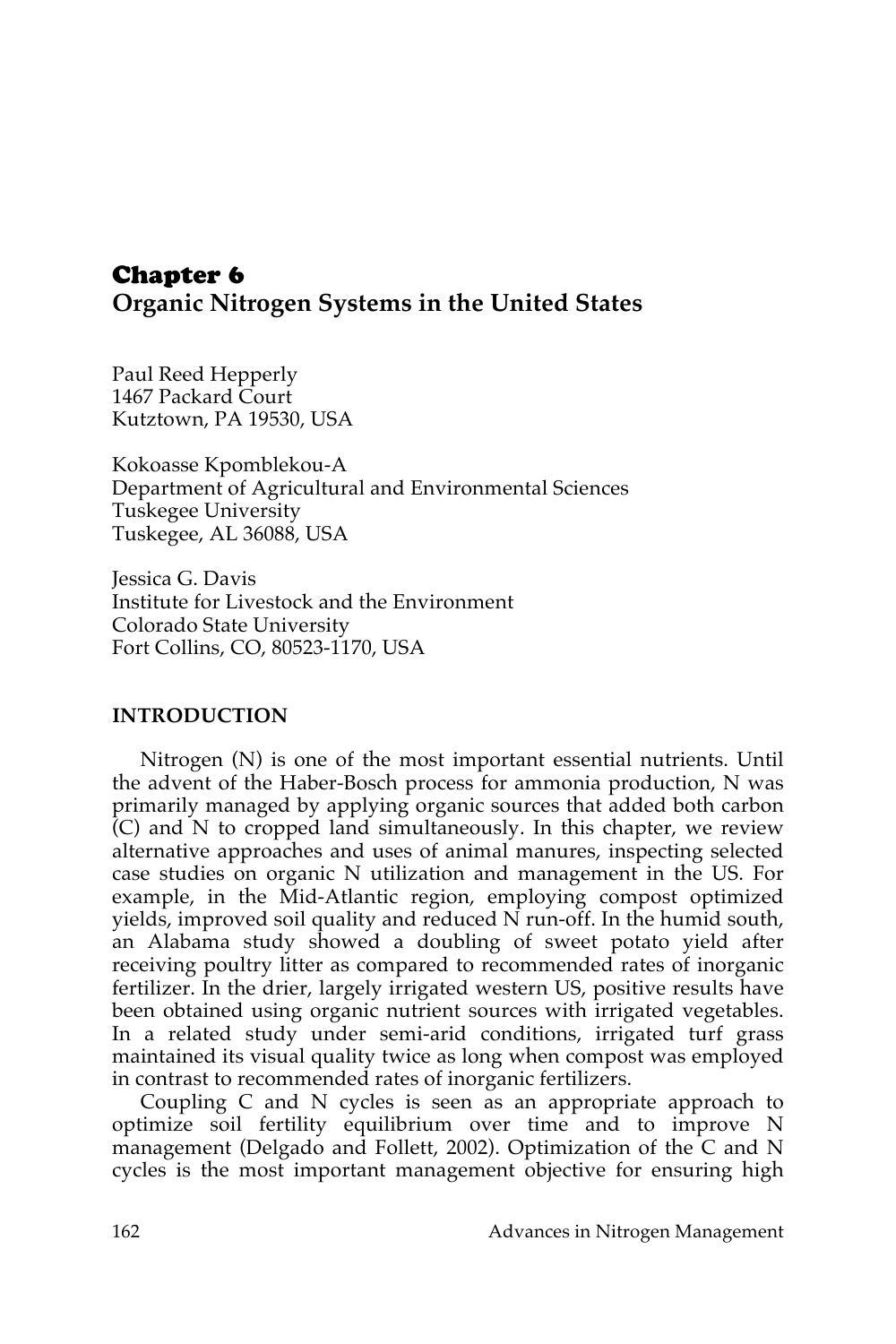# Chapter 6
## Organic Nitrogen Systems in the United States

Paul Reed Hepperly
1467 Packard Court
Kutztown, PA 19530, USA

Kokoasse Kpomblekou-A
Department of Agricultural and Environmental Sciences
Tuskegee University
Tuskegee, AL 36088, USA

Jessica G. Davis
Institute for Livestock and the Environment
Colorado State University
Fort Collins, CO, 80523-1170, USA

### INTRODUCTION

Nitrogen (N) is one of the most important essential nutrients. Until the advent of the Haber-Bosch process for ammonia production, N was primarily managed by applying organic sources that added both carbon (C) and N to cropped land simultaneously. In this chapter, we review alternative approaches and uses of animal manures, inspecting selected case studies on organic N utilization and management in the US. For example, in the Mid-Atlantic region, employing compost optimized yields, improved soil quality and reduced N run-off. In the humid south, an Alabama study showed a doubling of sweet potato yield after receiving poultry litter as compared to recommended rates of inorganic fertilizer. In the drier, largely irrigated western US, positive results have been obtained using organic nutrient sources with irrigated vegetables. In a related study under semi-arid conditions, irrigated turf grass maintained its visual quality twice as long when compost was employed in contrast to recommended rates of inorganic fertilizers.

Coupling C and N cycles is seen as an appropriate approach to optimize soil fertility equilibrium over time and to improve N management (Delgado and Follett, 2002). Optimization of the C and N cycles is the most important management objective for ensuring high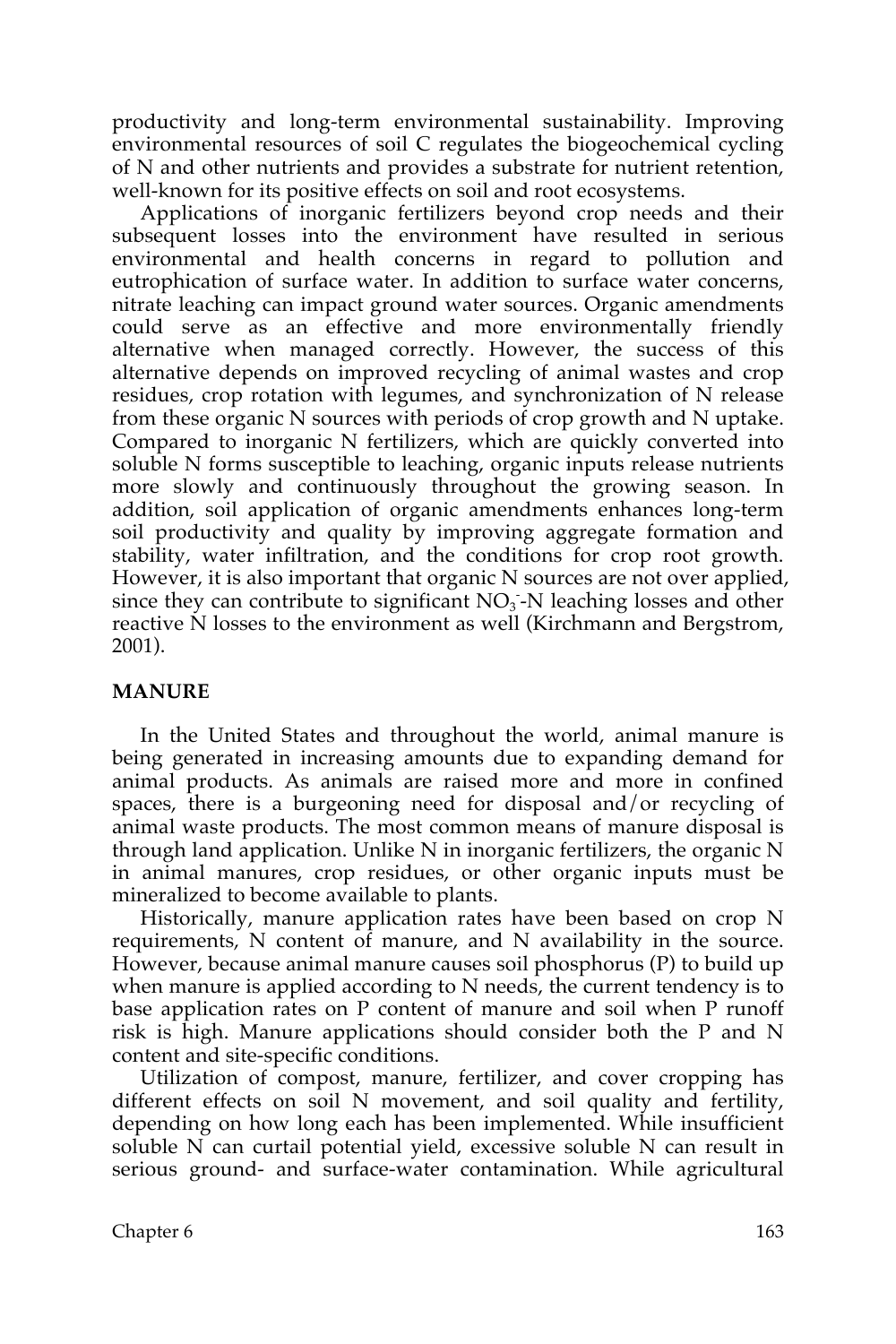productivity and long-term environmental sustainability. Improving environmental resources of soil C regulates the biogeochemical cycling of N and other nutrients and provides a substrate for nutrient retention, well-known for its positive effects on soil and root ecosystems.

Applications of inorganic fertilizers beyond crop needs and their subsequent losses into the environment have resulted in serious environmental and health concerns in regard to pollution and eutrophication of surface water. In addition to surface water concerns, nitrate leaching can impact ground water sources. Organic amendments could serve as an effective and more environmentally friendly alternative when managed correctly. However, the success of this alternative depends on improved recycling of animal wastes and crop residues, crop rotation with legumes, and synchronization of N release from these organic N sources with periods of crop growth and N uptake. Compared to inorganic N fertilizers, which are quickly converted into soluble N forms susceptible to leaching, organic inputs release nutrients more slowly and continuously throughout the growing season. In addition, soil application of organic amendments enhances long-term soil productivity and quality by improving aggregate formation and stability, water infiltration, and the conditions for crop root growth. However, it is also important that organic N sources are not over applied, since they can contribute to significant $NO_3^-$-N leaching losses and other reactive N losses to the environment as well (Kirchmann and Bergstrom, 2001).

## MANURE

In the United States and throughout the world, animal manure is being generated in increasing amounts due to expanding demand for animal products. As animals are raised more and more in confined spaces, there is a burgeoning need for disposal and/or recycling of animal waste products. The most common means of manure disposal is through land application. Unlike N in inorganic fertilizers, the organic N in animal manures, crop residues, or other organic inputs must be mineralized to become available to plants.

Historically, manure application rates have been based on crop N requirements, N content of manure, and N availability in the source. However, because animal manure causes soil phosphorus (P) to build up when manure is applied according to N needs, the current tendency is to base application rates on P content of manure and soil when P runoff risk is high. Manure applications should consider both the P and N content and site-specific conditions.

Utilization of compost, manure, fertilizer, and cover cropping has different effects on soil N movement, and soil quality and fertility, depending on how long each has been implemented. While insufficient soluble N can curtail potential yield, excessive soluble N can result in serious ground- and surface-water contamination. While agricultural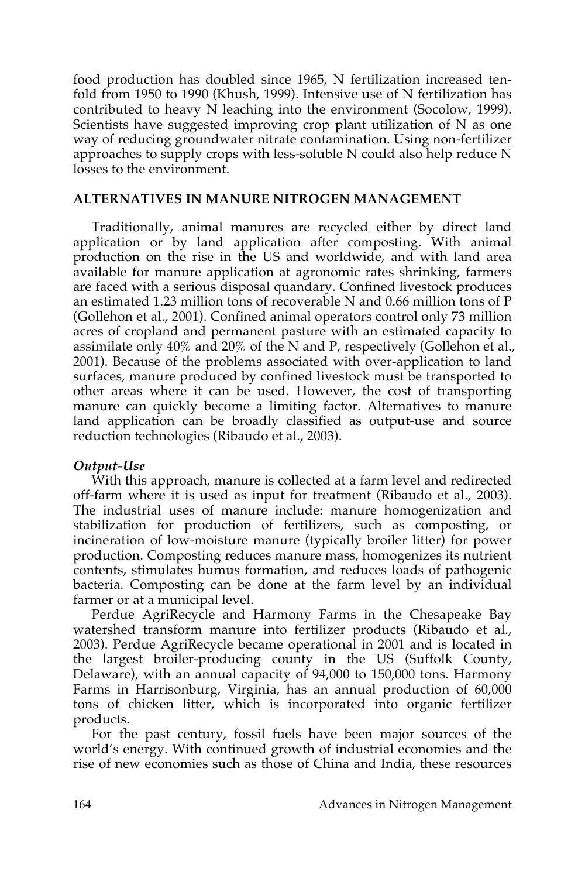food production has doubled since 1965, N fertilization increased ten-fold from 1950 to 1990 (Khush, 1999). Intensive use of N fertilization has contributed to heavy N leaching into the environment (Socolow, 1999). Scientists have suggested improving crop plant utilization of N as one way of reducing groundwater nitrate contamination. Using non-fertilizer approaches to supply crops with less-soluble N could also help reduce N losses to the environment.

## ALTERNATIVES IN MANURE NITROGEN MANAGEMENT

Traditionally, animal manures are recycled either by direct land application or by land application after composting. With animal production on the rise in the US and worldwide, and with land area available for manure application at agronomic rates shrinking, farmers are faced with a serious disposal quandary. Confined livestock produces an estimated 1.23 million tons of recoverable N and 0.66 million tons of P (Gollehon et al., 2001). Confined animal operators control only 73 million acres of cropland and permanent pasture with an estimated capacity to assimilate only 40% and 20% of the N and P, respectively (Gollehon et al., 2001). Because of the problems associated with over-application to land surfaces, manure produced by confined livestock must be transported to other areas where it can be used. However, the cost of transporting manure can quickly become a limiting factor. Alternatives to manure land application can be broadly classified as output-use and source reduction technologies (Ribaudo et al., 2003).

### *Output-Use*

With this approach, manure is collected at a farm level and redirected off-farm where it is used as input for treatment (Ribaudo et al., 2003). The industrial uses of manure include: manure homogenization and stabilization for production of fertilizers, such as composting, or incineration of low-moisture manure (typically broiler litter) for power production. Composting reduces manure mass, homogenizes its nutrient contents, stimulates humus formation, and reduces loads of pathogenic bacteria. Composting can be done at the farm level by an individual farmer or at a municipal level.

Perdue AgriRecycle and Harmony Farms in the Chesapeake Bay watershed transform manure into fertilizer products (Ribaudo et al., 2003). Perdue AgriRecycle became operational in 2001 and is located in the largest broiler-producing county in the US (Suffolk County, Delaware), with an annual capacity of 94,000 to 150,000 tons. Harmony Farms in Harrisonburg, Virginia, has an annual production of 60,000 tons of chicken litter, which is incorporated into organic fertilizer products.

For the past century, fossil fuels have been major sources of the world's energy. With continued growth of industrial economies and the rise of new economies such as those of China and India, these resources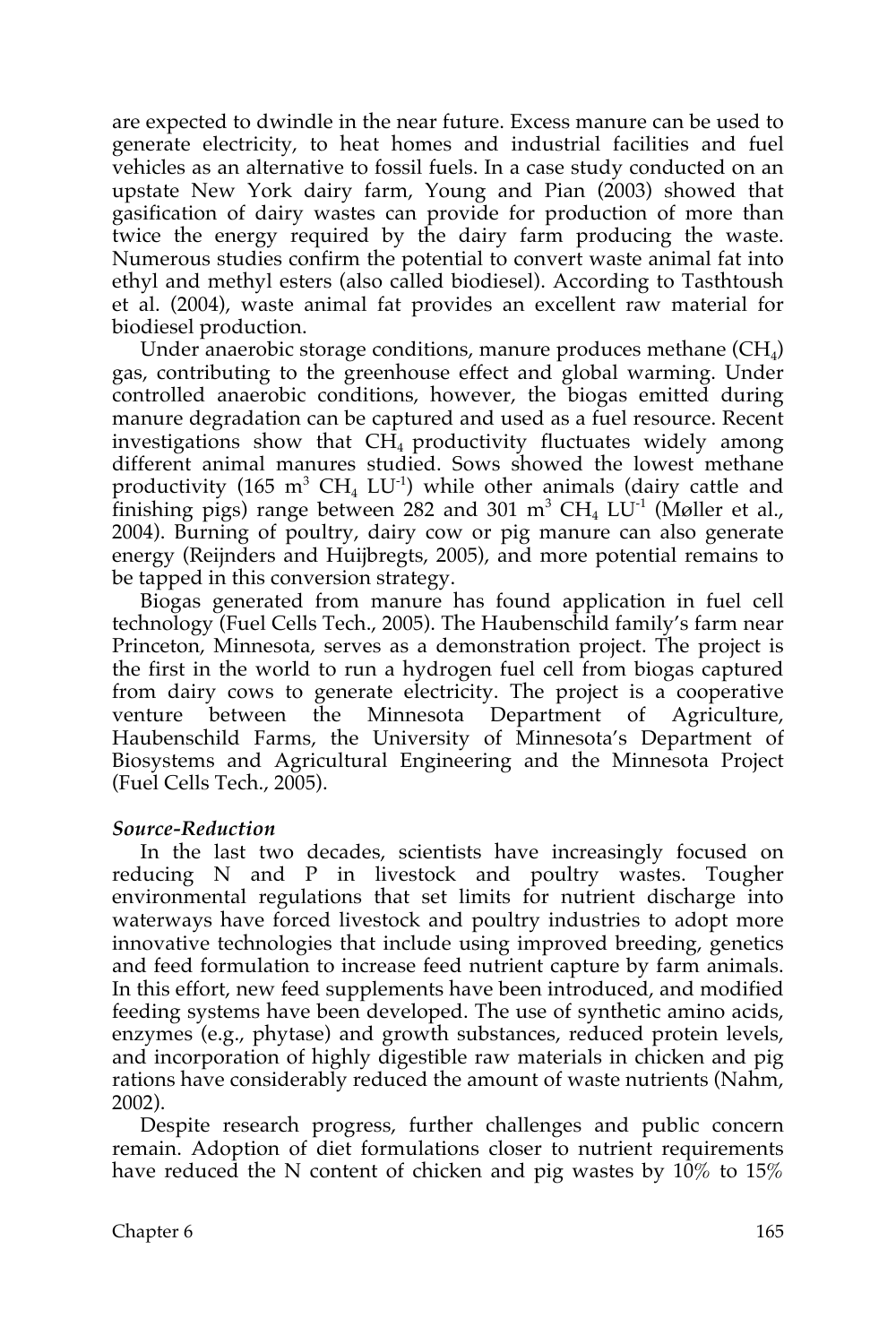are expected to dwindle in the near future. Excess manure can be used to generate electricity, to heat homes and industrial facilities and fuel vehicles as an alternative to fossil fuels. In a case study conducted on an upstate New York dairy farm, Young and Pian (2003) showed that gasification of dairy wastes can provide for production of more than twice the energy required by the dairy farm producing the waste. Numerous studies confirm the potential to convert waste animal fat into ethyl and methyl esters (also called biodiesel). According to Tasthtoush et al. (2004), waste animal fat provides an excellent raw material for biodiesel production.

Under anaerobic storage conditions, manure produces methane ($CH_4$) gas, contributing to the greenhouse effect and global warming. Under controlled anaerobic conditions, however, the biogas emitted during manure degradation can be captured and used as a fuel resource. Recent investigations show that $CH_4$ productivity fluctuates widely among different animal manures studied. Sows showed the lowest methane productivity (165 $m^3$ $CH_4$ $LU^{-1}$) while other animals (dairy cattle and finishing pigs) range between 282 and 301 $m^3$ $CH_4$ $LU^{-1}$ (Møller et al., 2004). Burning of poultry, dairy cow or pig manure can also generate energy (Reijnders and Huijbregts, 2005), and more potential remains to be tapped in this conversion strategy.

Biogas generated from manure has found application in fuel cell technology (Fuel Cells Tech., 2005). The Haubenschild family's farm near Princeton, Minnesota, serves as a demonstration project. The project is the first in the world to run a hydrogen fuel cell from biogas captured from dairy cows to generate electricity. The project is a cooperative venture between the Minnesota Department of Agriculture, Haubenschild Farms, the University of Minnesota's Department of Biosystems and Agricultural Engineering and the Minnesota Project (Fuel Cells Tech., 2005).

***Source-Reduction***

In the last two decades, scientists have increasingly focused on reducing N and P in livestock and poultry wastes. Tougher environmental regulations that set limits for nutrient discharge into waterways have forced livestock and poultry industries to adopt more innovative technologies that include using improved breeding, genetics and feed formulation to increase feed nutrient capture by farm animals. In this effort, new feed supplements have been introduced, and modified feeding systems have been developed. The use of synthetic amino acids, enzymes (e.g., phytase) and growth substances, reduced protein levels, and incorporation of highly digestible raw materials in chicken and pig rations have considerably reduced the amount of waste nutrients (Nahm, 2002).

Despite research progress, further challenges and public concern remain. Adoption of diet formulations closer to nutrient requirements have reduced the N content of chicken and pig wastes by 10% to 15%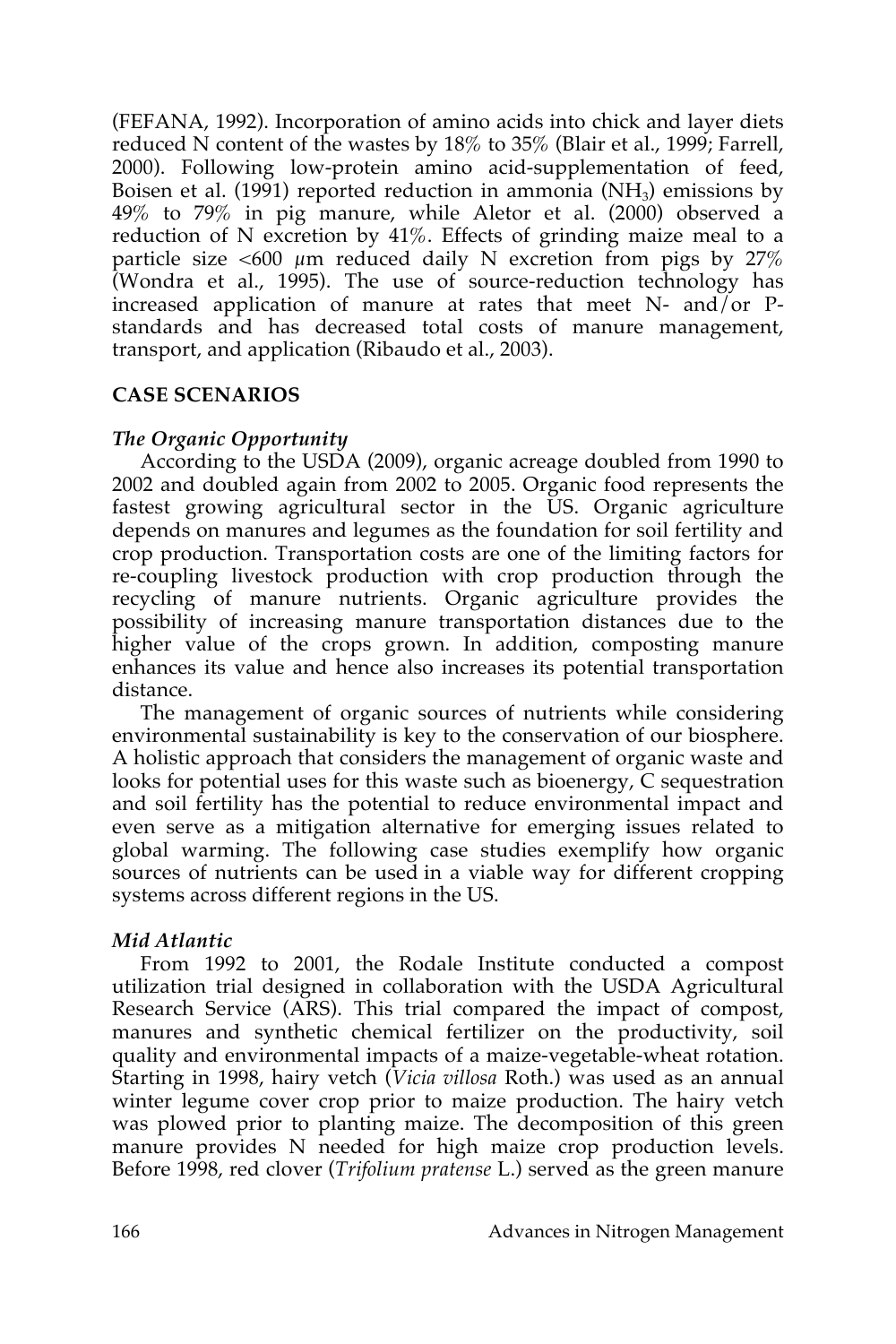(FEFANA, 1992). Incorporation of amino acids into chick and layer diets reduced N content of the wastes by 18% to 35% (Blair et al., 1999; Farrell, 2000). Following low-protein amino acid-supplementation of feed, Boisen et al. (1991) reported reduction in ammonia ($NH_3$) emissions by 49% to 79% in pig manure, while Aletor et al. (2000) observed a reduction of N excretion by 41%. Effects of grinding maize meal to a particle size <600 $\mu$m reduced daily N excretion from pigs by 27% (Wondra et al., 1995). The use of source-reduction technology has increased application of manure at rates that meet N- and/or P-standards and has decreased total costs of manure management, transport, and application (Ribaudo et al., 2003).

## CASE SCENARIOS

### *The Organic Opportunity*

According to the USDA (2009), organic acreage doubled from 1990 to 2002 and doubled again from 2002 to 2005. Organic food represents the fastest growing agricultural sector in the US. Organic agriculture depends on manures and legumes as the foundation for soil fertility and crop production. Transportation costs are one of the limiting factors for re-coupling livestock production with crop production through the recycling of manure nutrients. Organic agriculture provides the possibility of increasing manure transportation distances due to the higher value of the crops grown. In addition, composting manure enhances its value and hence also increases its potential transportation distance.

The management of organic sources of nutrients while considering environmental sustainability is key to the conservation of our biosphere. A holistic approach that considers the management of organic waste and looks for potential uses for this waste such as bioenergy, C sequestration and soil fertility has the potential to reduce environmental impact and even serve as a mitigation alternative for emerging issues related to global warming. The following case studies exemplify how organic sources of nutrients can be used in a viable way for different cropping systems across different regions in the US.

### *Mid Atlantic*

From 1992 to 2001, the Rodale Institute conducted a compost utilization trial designed in collaboration with the USDA Agricultural Research Service (ARS). This trial compared the impact of compost, manures and synthetic chemical fertilizer on the productivity, soil quality and environmental impacts of a maize-vegetable-wheat rotation. Starting in 1998, hairy vetch (*Vicia villosa* Roth.) was used as an annual winter legume cover crop prior to maize production. The hairy vetch was plowed prior to planting maize. The decomposition of this green manure provides N needed for high maize crop production levels. Before 1998, red clover (*Trifolium pratense* L.) served as the green manure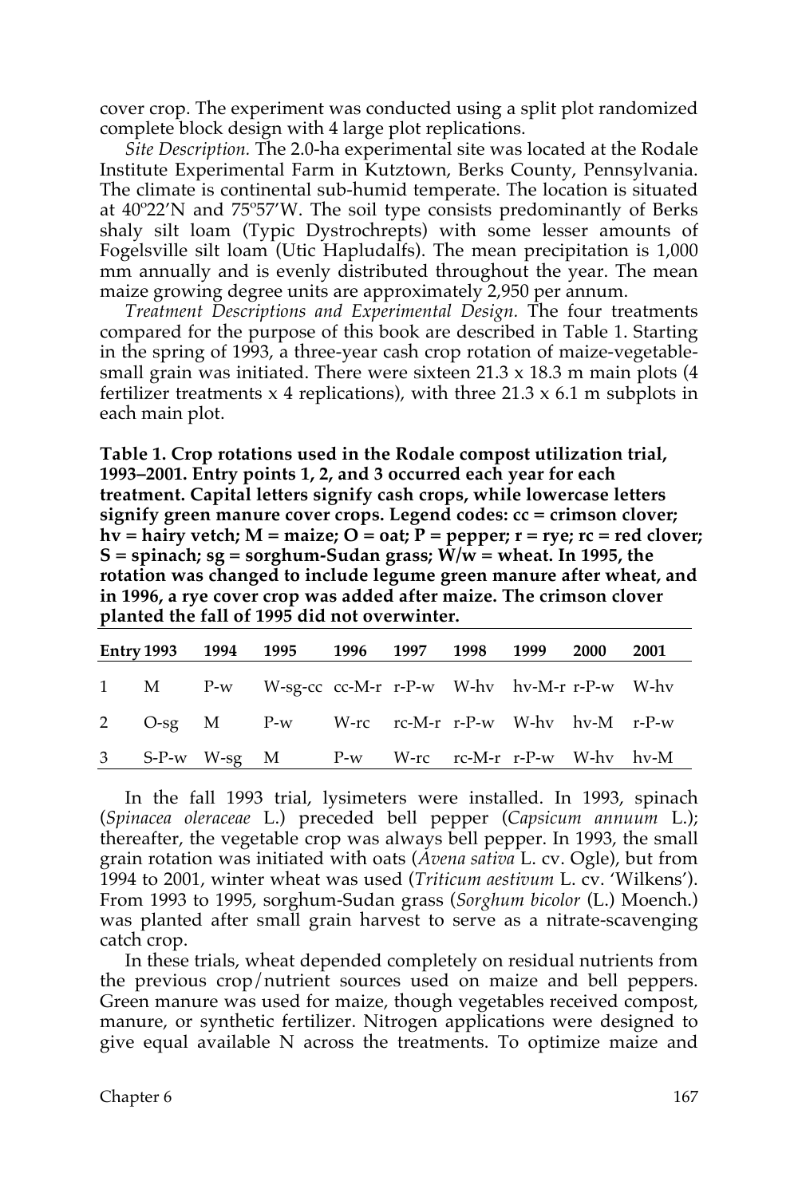cover crop. The experiment was conducted using a split plot randomized complete block design with 4 large plot replications.

*Site Description.* The 2.0-ha experimental site was located at the Rodale Institute Experimental Farm in Kutztown, Berks County, Pennsylvania. The climate is continental sub-humid temperate. The location is situated at 40º22'N and 75º57'W. The soil type consists predominantly of Berks shaly silt loam (Typic Dystrochrepts) with some lesser amounts of Fogelsville silt loam (Utic Hapludalfs). The mean precipitation is 1,000 mm annually and is evenly distributed throughout the year. The mean maize growing degree units are approximately 2,950 per annum.

*Treatment Descriptions and Experimental Design.* The four treatments compared for the purpose of this book are described in Table 1. Starting in the spring of 1993, a three-year cash crop rotation of maize-vegetable-small grain was initiated. There were sixteen 21.3 x 18.3 m main plots (4 fertilizer treatments x 4 replications), with three 21.3 x 6.1 m subplots in each main plot.

**Table 1. Crop rotations used in the Rodale compost utilization trial, 1993–2001. Entry points 1, 2, and 3 occurred each year for each treatment. Capital letters signify cash crops, while lowercase letters signify green manure cover crops. Legend codes: cc = crimson clover; hv = hairy vetch; M = maize; O = oat; P = pepper; r = rye; rc = red clover; S = spinach; sg = sorghum-Sudan grass; W/w = wheat. In 1995, the rotation was changed to include legume green manure after wheat, and in 1996, a rye cover crop was added after maize. The crimson clover planted the fall of 1995 did not overwinter.**

| Entry | 1993 | 1994 | 1995 | 1996 | 1997 | 1998 | 1999 | 2000 | 2001 |
|---|---|---|---|---|---|---|---|---|---|
| 1 | M | P-w | W-sg-cc | cc-M-r | r-P-w | W-hv | hv-M-r | r-P-w | W-hv |
| 2 | O-sg | M | P-w | W-rc | rc-M-r | r-P-w | W-hv | hv-M | r-P-w |
| 3 | S-P-w | W-sg | M | P-w | W-rc | rc-M-r | r-P-w | W-hv | hv-M |

In the fall 1993 trial, lysimeters were installed. In 1993, spinach (*Spinacea oleraceae* L.) preceded bell pepper (*Capsicum annuum* L.); thereafter, the vegetable crop was always bell pepper. In 1993, the small grain rotation was initiated with oats (*Avena sativa* L. cv. Ogle), but from 1994 to 2001, winter wheat was used (*Triticum aestivum* L. cv. 'Wilkens'). From 1993 to 1995, sorghum-Sudan grass (*Sorghum bicolor* (L.) Moench.) was planted after small grain harvest to serve as a nitrate-scavenging catch crop.

In these trials, wheat depended completely on residual nutrients from the previous crop/nutrient sources used on maize and bell peppers. Green manure was used for maize, though vegetables received compost, manure, or synthetic fertilizer. Nitrogen applications were designed to give equal available N across the treatments. To optimize maize and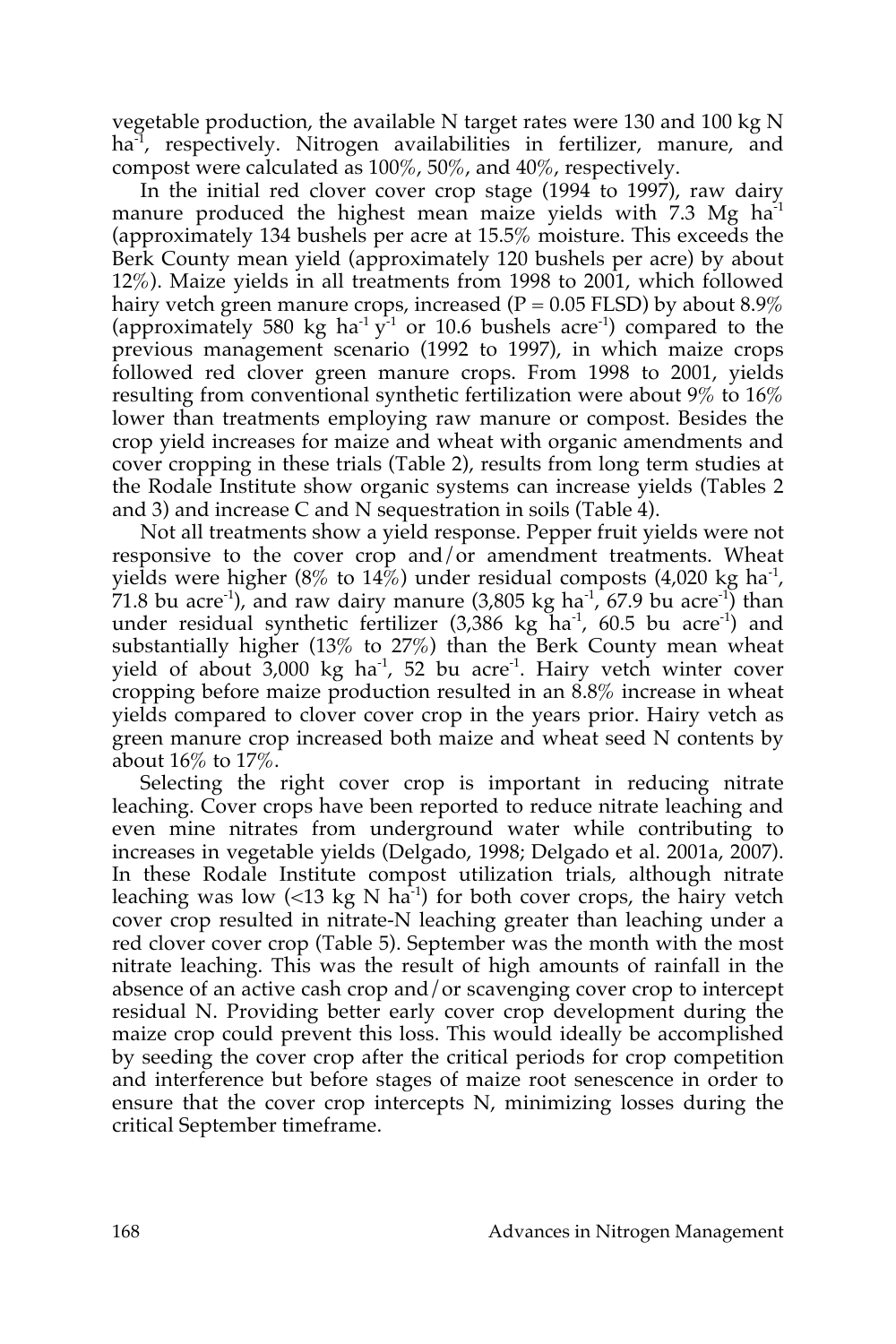vegetable production, the available N target rates were 130 and 100 kg N $ha^{-1}$, respectively. Nitrogen availabilities in fertilizer, manure, and compost were calculated as 100%, 50%, and 40%, respectively.

In the initial red clover cover crop stage (1994 to 1997), raw dairy manure produced the highest mean maize yields with 7.3 Mg $ha^{-1}$ (approximately 134 bushels per acre at 15.5% moisture. This exceeds the Berk County mean yield (approximately 120 bushels per acre) by about 12%). Maize yields in all treatments from 1998 to 2001, which followed hairy vetch green manure crops, increased (P = 0.05 FLSD) by about 8.9% (approximately 580 kg $ha^{-1}$ $y^{-1}$ or 10.6 bushels $acre^{-1}$) compared to the previous management scenario (1992 to 1997), in which maize crops followed red clover green manure crops. From 1998 to 2001, yields resulting from conventional synthetic fertilization were about 9% to 16% lower than treatments employing raw manure or compost. Besides the crop yield increases for maize and wheat with organic amendments and cover cropping in these trials (Table 2), results from long term studies at the Rodale Institute show organic systems can increase yields (Tables 2 and 3) and increase C and N sequestration in soils (Table 4).

Not all treatments show a yield response. Pepper fruit yields were not responsive to the cover crop and/or amendment treatments. Wheat yields were higher (8% to 14%) under residual composts (4,020 kg $ha^{-1}$, 71.8 bu $acre^{-1}$), and raw dairy manure (3,805 kg $ha^{-1}$, 67.9 bu $acre^{-1}$) than under residual synthetic fertilizer (3,386 kg $ha^{-1}$, 60.5 bu $acre^{-1}$) and substantially higher (13% to 27%) than the Berk County mean wheat yield of about 3,000 kg $ha^{-1}$, 52 bu $acre^{-1}$. Hairy vetch winter cover cropping before maize production resulted in an 8.8% increase in wheat yields compared to clover cover crop in the years prior. Hairy vetch as green manure crop increased both maize and wheat seed N contents by about 16% to 17%.

Selecting the right cover crop is important in reducing nitrate leaching. Cover crops have been reported to reduce nitrate leaching and even mine nitrates from underground water while contributing to increases in vegetable yields (Delgado, 1998; Delgado et al. 2001a, 2007). In these Rodale Institute compost utilization trials, although nitrate leaching was low (<13 kg N $ha^{-1}$) for both cover crops, the hairy vetch cover crop resulted in nitrate-N leaching greater than leaching under a red clover cover crop (Table 5). September was the month with the most nitrate leaching. This was the result of high amounts of rainfall in the absence of an active cash crop and/or scavenging cover crop to intercept residual N. Providing better early cover crop development during the maize crop could prevent this loss. This would ideally be accomplished by seeding the cover crop after the critical periods for crop competition and interference but before stages of maize root senescence in order to ensure that the cover crop intercepts N, minimizing losses during the critical September timeframe.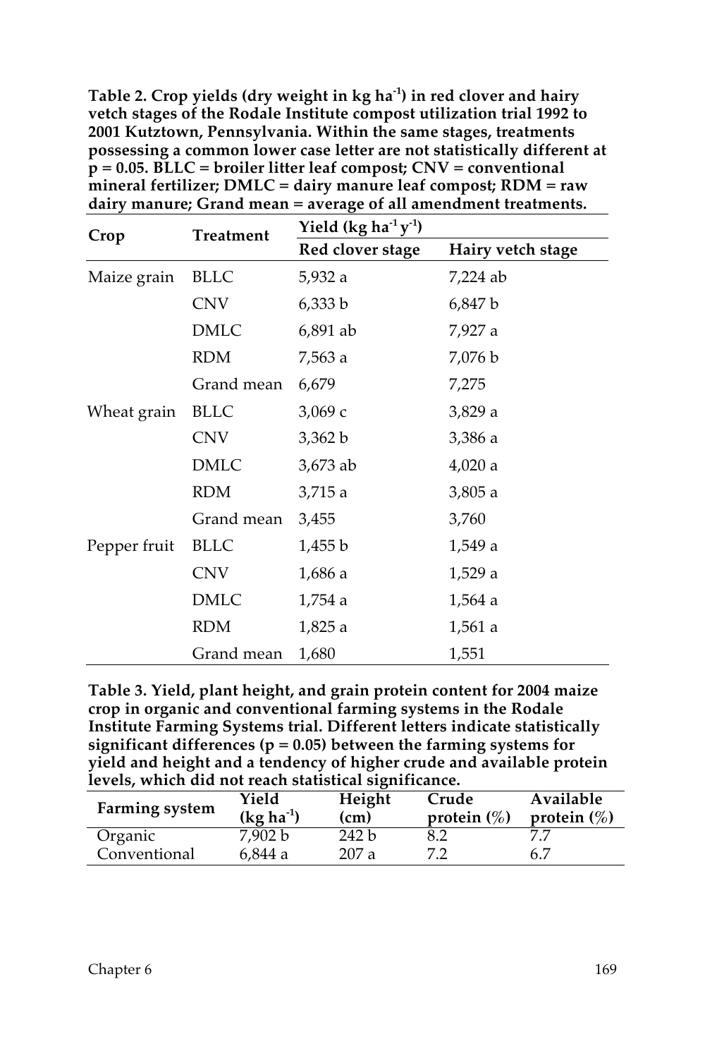**Table 2. Crop yields (dry weight in kg ha$^{-1}$) in red clover and hairy vetch stages of the Rodale Institute compost utilization trial 1992 to 2001 Kutztown, Pennsylvania. Within the same stages, treatments possessing a common lower case letter are not statistically different at p = 0.05. BLLC = broiler litter leaf compost; CNV = conventional mineral fertilizer; DMLC = dairy manure leaf compost; RDM = raw dairy manure; Grand mean = average of all amendment treatments.**

| Crop | Treatment | Yield (kg ha$^{-1}$ y$^{-1}$) | |
|---|---|---|---|
| | | Red clover stage | Hairy vetch stage |
| Maize grain | BLLC | 5,932 a | 7,224 ab |
| | CNV | 6,333 b | 6,847 b |
| | DMLC | 6,891 ab | 7,927 a |
| | RDM | 7,563 a | 7,076 b |
| | Grand mean | 6,679 | 7,275 |
| Wheat grain | BLLC | 3,069 c | 3,829 a |
| | CNV | 3,362 b | 3,386 a |
| | DMLC | 3,673 ab | 4,020 a |
| | RDM | 3,715 a | 3,805 a |
| | Grand mean | 3,455 | 3,760 |
| Pepper fruit | BLLC | 1,455 b | 1,549 a |
| | CNV | 1,686 a | 1,529 a |
| | DMLC | 1,754 a | 1,564 a |
| | RDM | 1,825 a | 1,561 a |
| | Grand mean | 1,680 | 1,551 |

**Table 3. Yield, plant height, and grain protein content for 2004 maize crop in organic and conventional farming systems in the Rodale Institute Farming Systems trial. Different letters indicate statistically significant differences (p = 0.05) between the farming systems for yield and height and a tendency of higher crude and available protein levels, which did not reach statistical significance.**

| Farming system | Yield (kg ha$^{-1}$) | Height (cm) | Crude protein (%) | Available protein (%) |
|---|---|---|---|---|
| Organic | 7,902 b | 242 b | 8.2 | 7.7 |
| Conventional | 6,844 a | 207 a | 7.2 | 6.7 |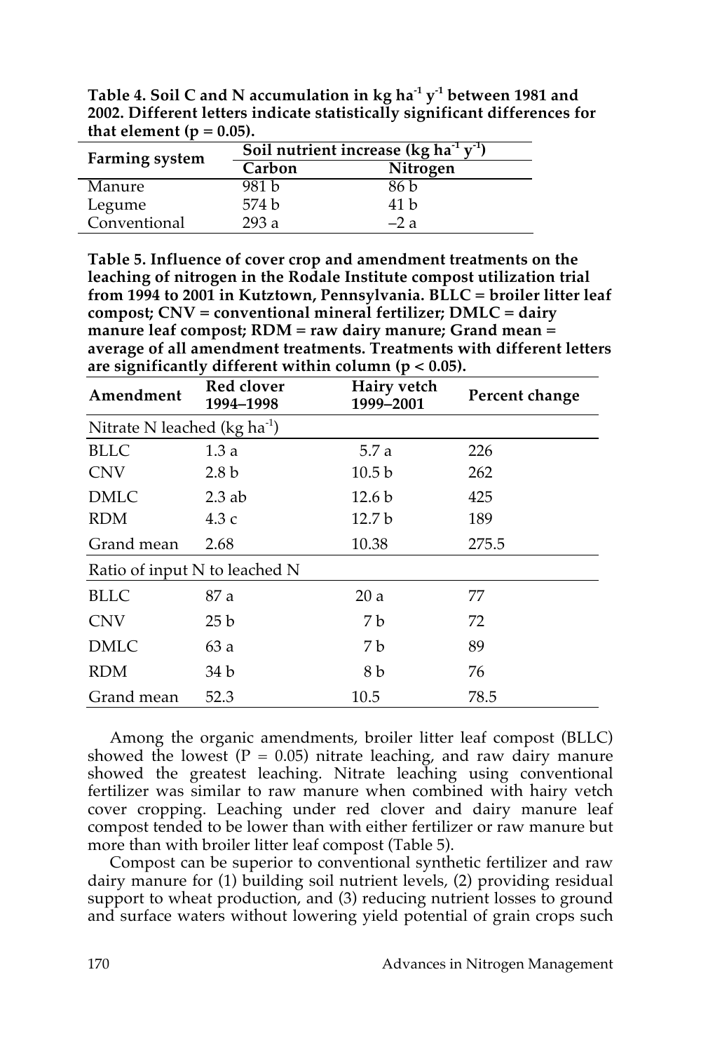**Table 4. Soil C and N accumulation in kg ha$^{-1}$ y$^{-1}$ between 1981 and 2002. Different letters indicate statistically significant differences for that element ($p = 0.05$).**

| Farming system | Soil nutrient increase (kg ha$^{-1}$ y$^{-1}$) | |
|---|---|---|
| | Carbon | Nitrogen |
| Manure | 981 b | 86 b |
| Legume | 574 b | 41 b |
| Conventional | 293 a | –2 a |

**Table 5. Influence of cover crop and amendment treatments on the leaching of nitrogen in the Rodale Institute compost utilization trial from 1994 to 2001 in Kutztown, Pennsylvania. BLLC = broiler litter leaf compost; CNV = conventional mineral fertilizer; DMLC = dairy manure leaf compost; RDM = raw dairy manure; Grand mean = average of all amendment treatments. Treatments with different letters are significantly different within column ($p < 0.05$).**

| Amendment | Red clover 1994–1998 | Hairy vetch 1999–2001 | Percent change |
|---|---|---|---|
| Nitrate N leached (kg ha$^{-1}$) | | | |
| BLLC | 1.3 a | 5.7 a | 226 |
| CNV | 2.8 b | 10.5 b | 262 |
| DMLC | 2.3 ab | 12.6 b | 425 |
| RDM | 4.3 c | 12.7 b | 189 |
| Grand mean | 2.68 | 10.38 | 275.5 |
| Ratio of input N to leached N | | | |
| BLLC | 87 a | 20 a | 77 |
| CNV | 25 b | 7 b | 72 |
| DMLC | 63 a | 7 b | 89 |
| RDM | 34 b | 8 b | 76 |
| Grand mean | 52.3 | 10.5 | 78.5 |

Among the organic amendments, broiler litter leaf compost (BLLC) showed the lowest ($P = 0.05$) nitrate leaching, and raw dairy manure showed the greatest leaching. Nitrate leaching using conventional fertilizer was similar to raw manure when combined with hairy vetch cover cropping. Leaching under red clover and dairy manure leaf compost tended to be lower than with either fertilizer or raw manure but more than with broiler litter leaf compost (Table 5).

Compost can be superior to conventional synthetic fertilizer and raw dairy manure for (1) building soil nutrient levels, (2) providing residual support to wheat production, and (3) reducing nutrient losses to ground and surface waters without lowering yield potential of grain crops such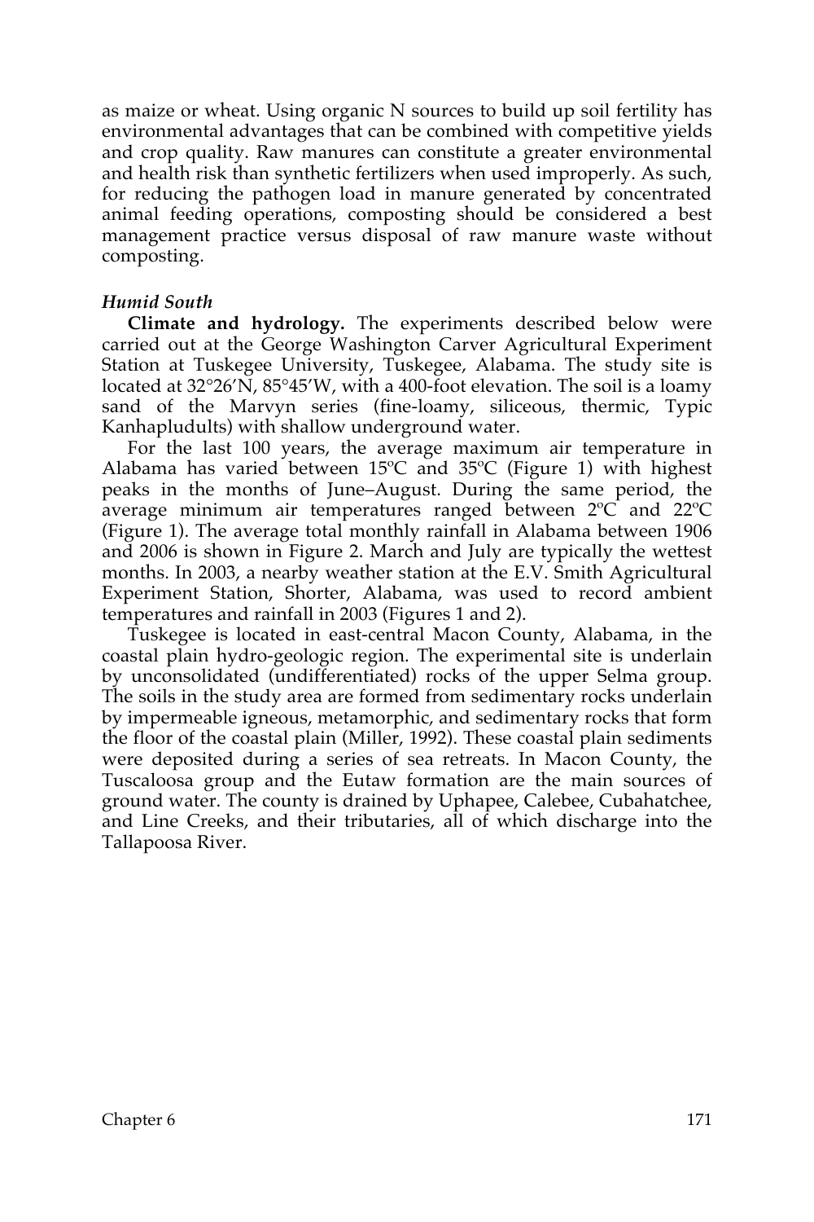as maize or wheat. Using organic N sources to build up soil fertility has environmental advantages that can be combined with competitive yields and crop quality. Raw manures can constitute a greater environmental and health risk than synthetic fertilizers when used improperly. As such, for reducing the pathogen load in manure generated by concentrated animal feeding operations, composting should be considered a best management practice versus disposal of raw manure waste without composting.

### *Humid South*

**Climate and hydrology.** The experiments described below were carried out at the George Washington Carver Agricultural Experiment Station at Tuskegee University, Tuskegee, Alabama. The study site is located at 32°26'N, 85°45'W, with a 400-foot elevation. The soil is a loamy sand of the Marvyn series (fine-loamy, siliceous, thermic, Typic Kanhapludults) with shallow underground water.

For the last 100 years, the average maximum air temperature in Alabama has varied between 15ºC and 35ºC (Figure 1) with highest peaks in the months of June–August. During the same period, the average minimum air temperatures ranged between 2ºC and 22ºC (Figure 1). The average total monthly rainfall in Alabama between 1906 and 2006 is shown in Figure 2. March and July are typically the wettest months. In 2003, a nearby weather station at the E.V. Smith Agricultural Experiment Station, Shorter, Alabama, was used to record ambient temperatures and rainfall in 2003 (Figures 1 and 2).

Tuskegee is located in east-central Macon County, Alabama, in the coastal plain hydro-geologic region. The experimental site is underlain by unconsolidated (undifferentiated) rocks of the upper Selma group. The soils in the study area are formed from sedimentary rocks underlain by impermeable igneous, metamorphic, and sedimentary rocks that form the floor of the coastal plain (Miller, 1992). These coastal plain sediments were deposited during a series of sea retreats. In Macon County, the Tuscaloosa group and the Eutaw formation are the main sources of ground water. The county is drained by Uphapee, Calebee, Cubahatchee, and Line Creeks, and their tributaries, all of which discharge into the Tallapoosa River.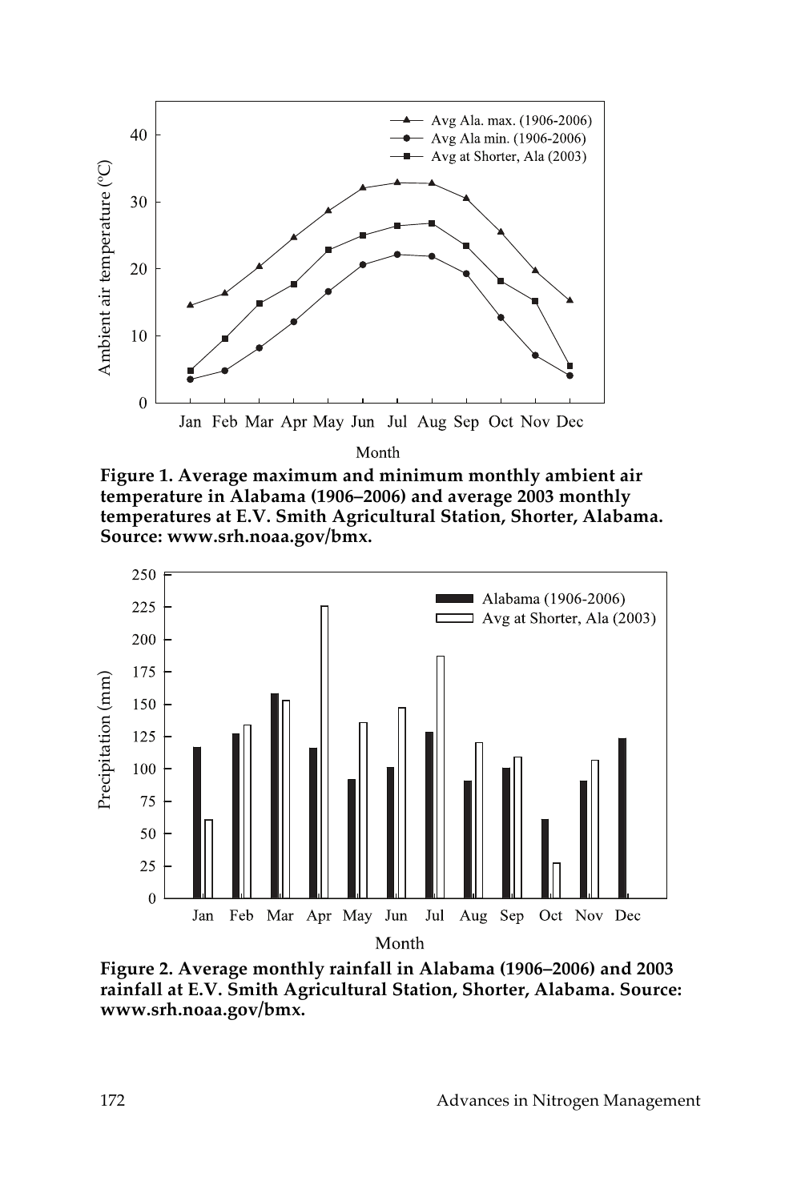Figure 1. Average maximum and minimum monthly ambient air temperature in Alabama (1906–2006) and average 2003 monthly temperatures at E.V. Smith Agricultural Station, Shorter, Alabama. Source: www.srh.noaa.gov/bmx.

Figure 2. Average monthly rainfall in Alabama (1906–2006) and 2003 rainfall at E.V. Smith Agricultural Station, Shorter, Alabama. Source: www.srh.noaa.gov/bmx.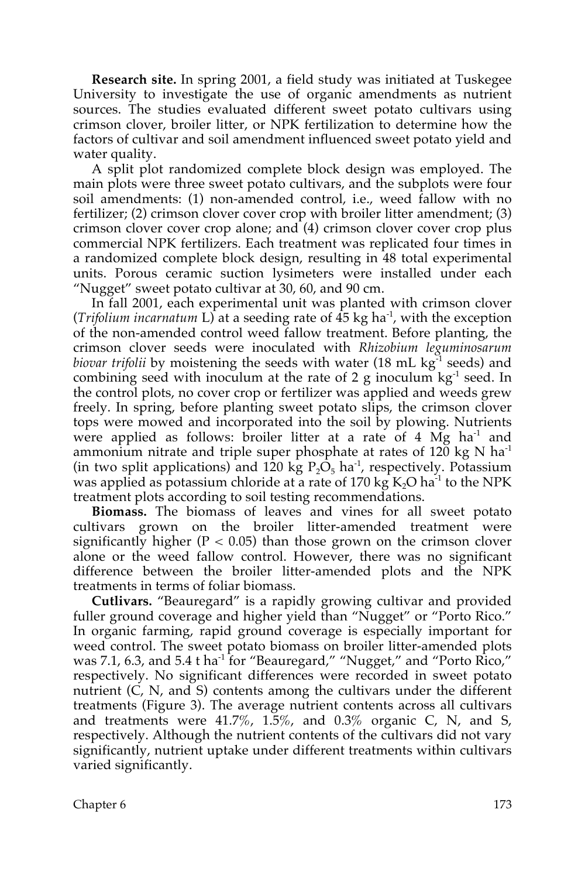**Research site.** In spring 2001, a field study was initiated at Tuskegee University to investigate the use of organic amendments as nutrient sources. The studies evaluated different sweet potato cultivars using crimson clover, broiler litter, or NPK fertilization to determine how the factors of cultivar and soil amendment influenced sweet potato yield and water quality.

A split plot randomized complete block design was employed. The main plots were three sweet potato cultivars, and the subplots were four soil amendments: (1) non-amended control, i.e., weed fallow with no fertilizer; (2) crimson clover cover crop with broiler litter amendment; (3) crimson clover cover crop alone; and (4) crimson clover cover crop plus commercial NPK fertilizers. Each treatment was replicated four times in a randomized complete block design, resulting in 48 total experimental units. Porous ceramic suction lysimeters were installed under each "Nugget" sweet potato cultivar at 30, 60, and 90 cm.

In fall 2001, each experimental unit was planted with crimson clover (*Trifolium incarnatum* L) at a seeding rate of 45 kg $ha^{-1}$, with the exception of the non-amended control weed fallow treatment. Before planting, the crimson clover seeds were inoculated with *Rhizobium leguminosarum biovar trifolii* by moistening the seeds with water (18 mL $kg^{-1}$ seeds) and combining seed with inoculum at the rate of 2 g inoculum $kg^{-1}$ seed. In the control plots, no cover crop or fertilizer was applied and weeds grew freely. In spring, before planting sweet potato slips, the crimson clover tops were mowed and incorporated into the soil by plowing. Nutrients were applied as follows: broiler litter at a rate of 4 Mg $ha^{-1}$ and ammonium nitrate and triple super phosphate at rates of 120 kg N $ha^{-1}$ (in two split applications) and 120 kg $P_2O_5$ $ha^{-1}$, respectively. Potassium was applied as potassium chloride at a rate of 170 kg $K_2O$ $ha^{-1}$ to the NPK treatment plots according to soil testing recommendations.

**Biomass.** The biomass of leaves and vines for all sweet potato cultivars grown on the broiler litter-amended treatment were significantly higher ($P < 0.05$) than those grown on the crimson clover alone or the weed fallow control. However, there was no significant difference between the broiler litter-amended plots and the NPK treatments in terms of foliar biomass.

**Cutlivars.** "Beauregard" is a rapidly growing cultivar and provided fuller ground coverage and higher yield than "Nugget" or "Porto Rico." In organic farming, rapid ground coverage is especially important for weed control. The sweet potato biomass on broiler litter-amended plots was 7.1, 6.3, and 5.4 t $ha^{-1}$ for "Beauregard," "Nugget," and "Porto Rico," respectively. No significant differences were recorded in sweet potato nutrient (C, N, and S) contents among the cultivars under the different treatments (Figure 3). The average nutrient contents across all cultivars and treatments were 41.7%, 1.5%, and 0.3% organic C, N, and S, respectively. Although the nutrient contents of the cultivars did not vary significantly, nutrient uptake under different treatments within cultivars varied significantly.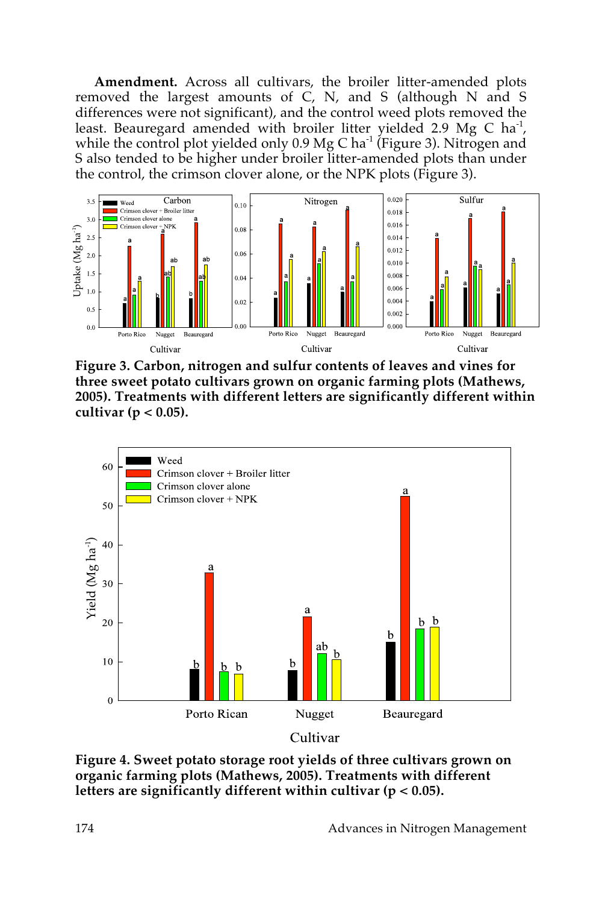**Amendment.** Across all cultivars, the broiler litter-amended plots removed the largest amounts of C, N, and S (although N and S differences were not significant), and the control weed plots removed the least. Beauregard amended with broiler litter yielded 2.9 Mg C ha$^{-1}$, while the control plot yielded only 0.9 Mg C ha$^{-1}$ (Figure 3). Nitrogen and S also tended to be higher under broiler litter-amended plots than under the control, the crimson clover alone, or the NPK plots (Figure 3).

**Figure 3. Carbon, nitrogen and sulfur contents of leaves and vines for three sweet potato cultivars grown on organic farming plots (Mathews, 2005). Treatments with different letters are significantly different within cultivar ($p < 0.05$).**

**Figure 4. Sweet potato storage root yields of three cultivars grown on organic farming plots (Mathews, 2005). Treatments with different letters are significantly different within cultivar ($p < 0.05$).**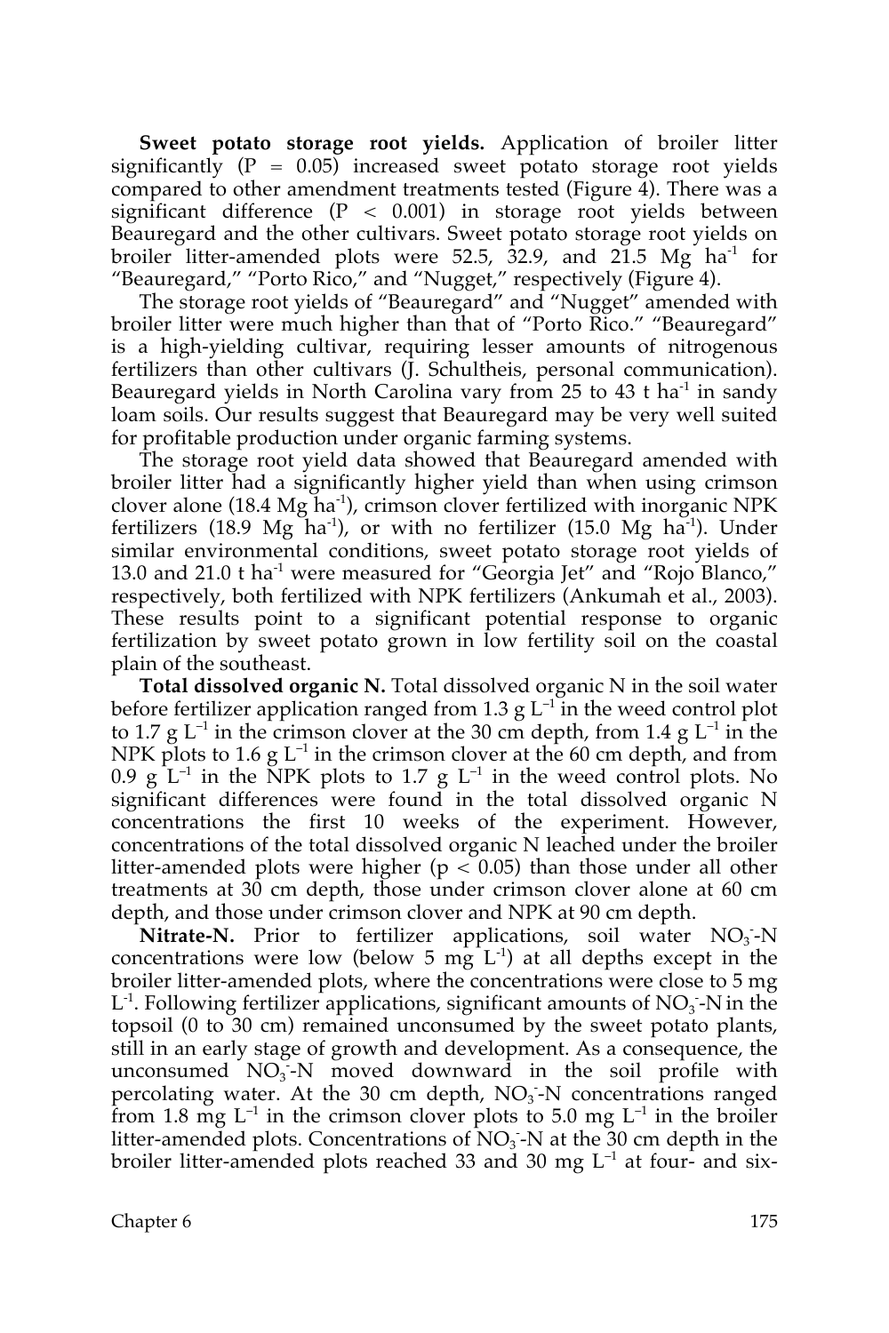**Sweet potato storage root yields.** Application of broiler litter significantly ($P = 0.05$) increased sweet potato storage root yields compared to other amendment treatments tested (Figure 4). There was a significant difference ($P < 0.001$) in storage root yields between Beauregard and the other cultivars. Sweet potato storage root yields on broiler litter-amended plots were 52.5, 32.9, and 21.5 Mg $ha^{-1}$ for "Beauregard," "Porto Rico," and "Nugget," respectively (Figure 4).

The storage root yields of "Beauregard" and "Nugget" amended with broiler litter were much higher than that of "Porto Rico." "Beauregard" is a high-yielding cultivar, requiring lesser amounts of nitrogenous fertilizers than other cultivars (J. Schultheis, personal communication). Beauregard yields in North Carolina vary from 25 to 43 t $ha^{-1}$ in sandy loam soils. Our results suggest that Beauregard may be very well suited for profitable production under organic farming systems.

The storage root yield data showed that Beauregard amended with broiler litter had a significantly higher yield than when using crimson clover alone (18.4 Mg $ha^{-1}$), crimson clover fertilized with inorganic NPK fertilizers (18.9 Mg $ha^{-1}$), or with no fertilizer (15.0 Mg $ha^{-1}$). Under similar environmental conditions, sweet potato storage root yields of 13.0 and 21.0 t $ha^{-1}$ were measured for "Georgia Jet" and "Rojo Blanco," respectively, both fertilized with NPK fertilizers (Ankumah et al., 2003). These results point to a significant potential response to organic fertilization by sweet potato grown in low fertility soil on the coastal plain of the southeast.

**Total dissolved organic N.** Total dissolved organic N in the soil water before fertilizer application ranged from 1.3 g $L^{-1}$ in the weed control plot to 1.7 g $L^{-1}$ in the crimson clover at the 30 cm depth, from 1.4 g $L^{-1}$ in the NPK plots to 1.6 g $L^{-1}$ in the crimson clover at the 60 cm depth, and from 0.9 g $L^{-1}$ in the NPK plots to 1.7 g $L^{-1}$ in the weed control plots. No significant differences were found in the total dissolved organic N concentrations the first 10 weeks of the experiment. However, concentrations of the total dissolved organic N leached under the broiler litter-amended plots were higher ($p < 0.05$) than those under all other treatments at 30 cm depth, those under crimson clover alone at 60 cm depth, and those under crimson clover and NPK at 90 cm depth.

**Nitrate-N.** Prior to fertilizer applications, soil water $NO_3^-$-N concentrations were low (below 5 mg $L^{-1}$) at all depths except in the broiler litter-amended plots, where the concentrations were close to 5 mg $L^{-1}$. Following fertilizer applications, significant amounts of $NO_3^-$-N in the topsoil (0 to 30 cm) remained unconsumed by the sweet potato plants, still in an early stage of growth and development. As a consequence, the unconsumed $NO_3^-$-N moved downward in the soil profile with percolating water. At the 30 cm depth, $NO_3^-$-N concentrations ranged from 1.8 mg $L^{-1}$ in the crimson clover plots to 5.0 mg $L^{-1}$ in the broiler litter-amended plots. Concentrations of $NO_3^-$-N at the 30 cm depth in the broiler litter-amended plots reached 33 and 30 mg $L^{-1}$ at four- and six-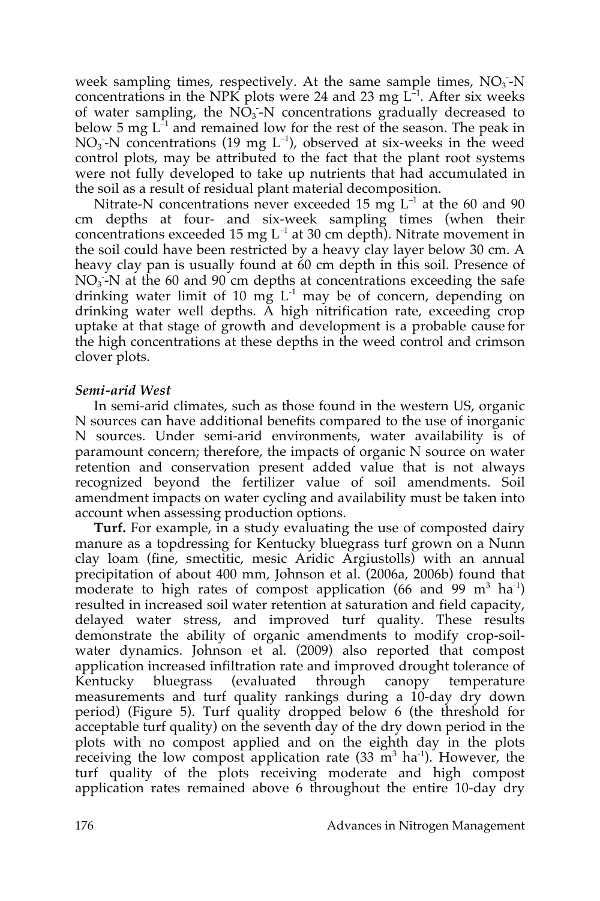week sampling times, respectively. At the same sample times, $NO_3^-$-N concentrations in the NPK plots were 24 and 23 mg $L^{-1}$. After six weeks of water sampling, the $NO_3^-$-N concentrations gradually decreased to below 5 mg $L^{-1}$ and remained low for the rest of the season. The peak in $NO_3^-$-N concentrations (19 mg $L^{-1}$), observed at six-weeks in the weed control plots, may be attributed to the fact that the plant root systems were not fully developed to take up nutrients that had accumulated in the soil as a result of residual plant material decomposition.

Nitrate-N concentrations never exceeded 15 mg $L^{-1}$ at the 60 and 90 cm depths at four- and six-week sampling times (when their concentrations exceeded 15 mg $L^{-1}$ at 30 cm depth). Nitrate movement in the soil could have been restricted by a heavy clay layer below 30 cm. A heavy clay pan is usually found at 60 cm depth in this soil. Presence of $NO_3^-$-N at the 60 and 90 cm depths at concentrations exceeding the safe drinking water limit of 10 mg $L^{-1}$ may be of concern, depending on drinking water well depths. A high nitrification rate, exceeding crop uptake at that stage of growth and development is a probable cause for the high concentrations at these depths in the weed control and crimson clover plots.

### *Semi-arid West*

In semi-arid climates, such as those found in the western US, organic N sources can have additional benefits compared to the use of inorganic N sources. Under semi-arid environments, water availability is of paramount concern; therefore, the impacts of organic N source on water retention and conservation present added value that is not always recognized beyond the fertilizer value of soil amendments. Soil amendment impacts on water cycling and availability must be taken into account when assessing production options.

**Turf.** For example, in a study evaluating the use of composted dairy manure as a topdressing for Kentucky bluegrass turf grown on a Nunn clay loam (fine, smectitic, mesic Aridic Argiustolls) with an annual precipitation of about 400 mm, Johnson et al. (2006a, 2006b) found that moderate to high rates of compost application (66 and 99 $m^3$ $ha^{-1}$) resulted in increased soil water retention at saturation and field capacity, delayed water stress, and improved turf quality. These results demonstrate the ability of organic amendments to modify crop-soil-water dynamics. Johnson et al. (2009) also reported that compost application increased infiltration rate and improved drought tolerance of Kentucky bluegrass (evaluated through canopy temperature measurements and turf quality rankings during a 10-day dry down period) (Figure 5). Turf quality dropped below 6 (the threshold for acceptable turf quality) on the seventh day of the dry down period in the plots with no compost applied and on the eighth day in the plots receiving the low compost application rate (33 $m^3$ $ha^{-1}$). However, the turf quality of the plots receiving moderate and high compost application rates remained above 6 throughout the entire 10-day dry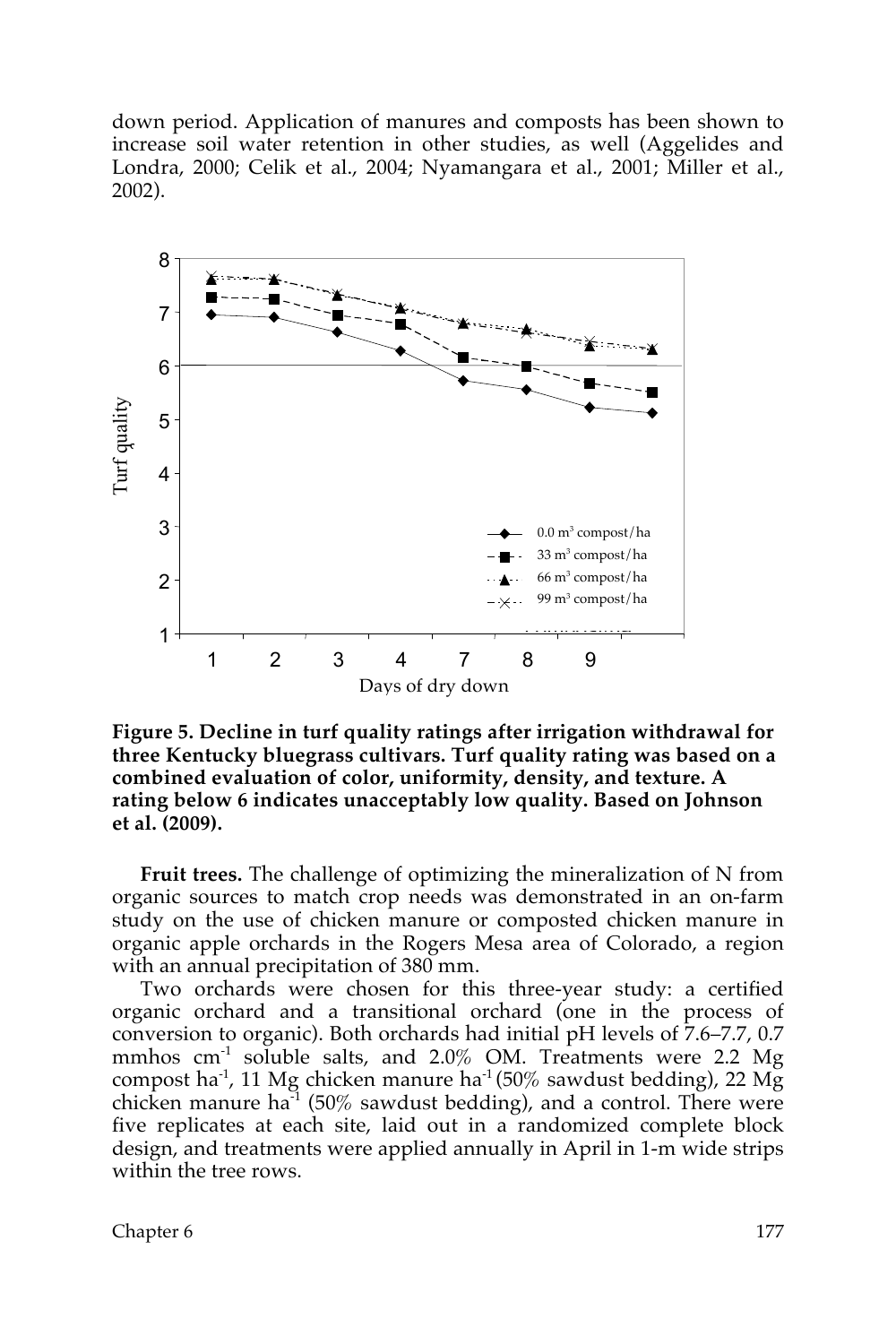down period. Application of manures and composts has been shown to increase soil water retention in other studies, as well (Aggelides and Londra, 2000; Celik et al., 2004; Nyamangara et al., 2001; Miller et al., 2002).

**Figure 5. Decline in turf quality ratings after irrigation withdrawal for three Kentucky bluegrass cultivars. Turf quality rating was based on a combined evaluation of color, uniformity, density, and texture. A rating below 6 indicates unacceptably low quality. Based on Johnson et al. (2009).**

**Fruit trees.** The challenge of optimizing the mineralization of N from organic sources to match crop needs was demonstrated in an on-farm study on the use of chicken manure or composted chicken manure in organic apple orchards in the Rogers Mesa area of Colorado, a region with an annual precipitation of 380 mm.

Two orchards were chosen for this three-year study: a certified organic orchard and a transitional orchard (one in the process of conversion to organic). Both orchards had initial pH levels of 7.6–7.7, 0.7 mmhos $cm^{-1}$ soluble salts, and 2.0% OM. Treatments were 2.2 Mg compost $ha^{-1}$, 11 Mg chicken manure $ha^{-1}$ (50% sawdust bedding), 22 Mg chicken manure $ha^{-1}$ (50% sawdust bedding), and a control. There were five replicates at each site, laid out in a randomized complete block design, and treatments were applied annually in April in 1-m wide strips within the tree rows.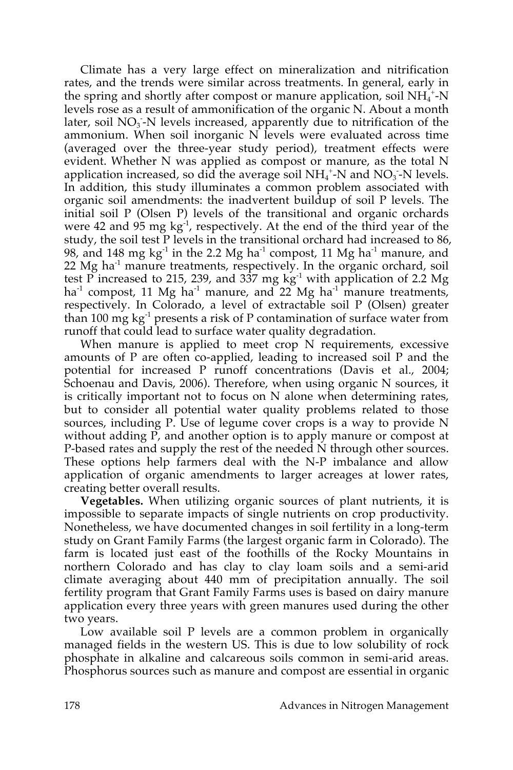Climate has a very large effect on mineralization and nitrification rates, and the trends were similar across treatments. In general, early in the spring and shortly after compost or manure application, soil $NH_4^+$-N levels rose as a result of ammonification of the organic N. About a month later, soil $NO_3^-$-N levels increased, apparently due to nitrification of the ammonium. When soil inorganic N levels were evaluated across time (averaged over the three-year study period), treatment effects were evident. Whether N was applied as compost or manure, as the total N application increased, so did the average soil $NH_4^+$-N and $NO_3^-$-N levels. In addition, this study illuminates a common problem associated with organic soil amendments: the inadvertent buildup of soil P levels. The initial soil P (Olsen P) levels of the transitional and organic orchards were 42 and 95 mg kg$^{-1}$, respectively. At the end of the third year of the study, the soil test P levels in the transitional orchard had increased to 86, 98, and 148 mg kg$^{-1}$ in the 2.2 Mg ha$^{-1}$ compost, 11 Mg ha$^{-1}$ manure, and 22 Mg ha$^{-1}$ manure treatments, respectively. In the organic orchard, soil test P increased to 215, 239, and 337 mg kg$^{-1}$ with application of 2.2 Mg ha$^{-1}$ compost, 11 Mg ha$^{-1}$ manure, and 22 Mg ha$^{-1}$ manure treatments, respectively. In Colorado, a level of extractable soil P (Olsen) greater than 100 mg kg$^{-1}$ presents a risk of P contamination of surface water from runoff that could lead to surface water quality degradation.

When manure is applied to meet crop N requirements, excessive amounts of P are often co-applied, leading to increased soil P and the potential for increased P runoff concentrations (Davis et al., 2004; Schoenau and Davis, 2006). Therefore, when using organic N sources, it is critically important not to focus on N alone when determining rates, but to consider all potential water quality problems related to those sources, including P. Use of legume cover crops is a way to provide N without adding P, and another option is to apply manure or compost at P-based rates and supply the rest of the needed N through other sources. These options help farmers deal with the N-P imbalance and allow application of organic amendments to larger acreages at lower rates, creating better overall results.

**Vegetables.** When utilizing organic sources of plant nutrients, it is impossible to separate impacts of single nutrients on crop productivity. Nonetheless, we have documented changes in soil fertility in a long-term study on Grant Family Farms (the largest organic farm in Colorado). The farm is located just east of the foothills of the Rocky Mountains in northern Colorado and has clay to clay loam soils and a semi-arid climate averaging about 440 mm of precipitation annually. The soil fertility program that Grant Family Farms uses is based on dairy manure application every three years with green manures used during the other two years.

Low available soil P levels are a common problem in organically managed fields in the western US. This is due to low solubility of rock phosphate in alkaline and calcareous soils common in semi-arid areas. Phosphorus sources such as manure and compost are essential in organic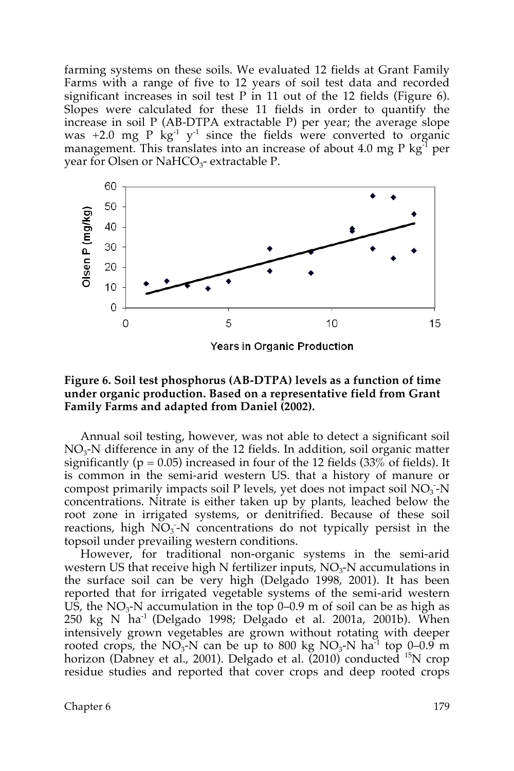farming systems on these soils. We evaluated 12 fields at Grant Family Farms with a range of five to 12 years of soil test data and recorded significant increases in soil test P in 11 out of the 12 fields (Figure 6). Slopes were calculated for these 11 fields in order to quantify the increase in soil P (AB-DTPA extractable P) per year; the average slope was +2.0 mg P $kg^{-1}$ $y^{-1}$ since the fields were converted to organic management. This translates into an increase of about 4.0 mg P $kg^{-1}$ per year for Olsen or $NaHCO_3$- extractable P.

**Figure 6. Soil test phosphorus (AB-DTPA) levels as a function of time under organic production. Based on a representative field from Grant Family Farms and adapted from Daniel (2002).**

Annual soil testing, however, was not able to detect a significant soil $NO_3$-N difference in any of the 12 fields. In addition, soil organic matter significantly ($p = 0.05$) increased in four of the 12 fields (33% of fields). It is common in the semi-arid western US. that a history of manure or compost primarily impacts soil P levels, yet does not impact soil $NO_3^-$-N concentrations. Nitrate is either taken up by plants, leached below the root zone in irrigated systems, or denitrified. Because of these soil reactions, high $NO_3^-$-N concentrations do not typically persist in the topsoil under prevailing western conditions.

However, for traditional non-organic systems in the semi-arid western US that receive high N fertilizer inputs, $NO_3$-N accumulations in the surface soil can be very high (Delgado 1998, 2001). It has been reported that for irrigated vegetable systems of the semi-arid western US, the $NO_3$-N accumulation in the top 0–0.9 m of soil can be as high as 250 kg N $ha^{-1}$ (Delgado 1998; Delgado et al. 2001a, 2001b). When intensively grown vegetables are grown without rotating with deeper rooted crops, the $NO_3$-N can be up to 800 kg $NO_3$-N $ha^{-1}$ top 0–0.9 m horizon (Dabney et al., 2001). Delgado et al. (2010) conducted $^{15}N$ crop residue studies and reported that cover crops and deep rooted crops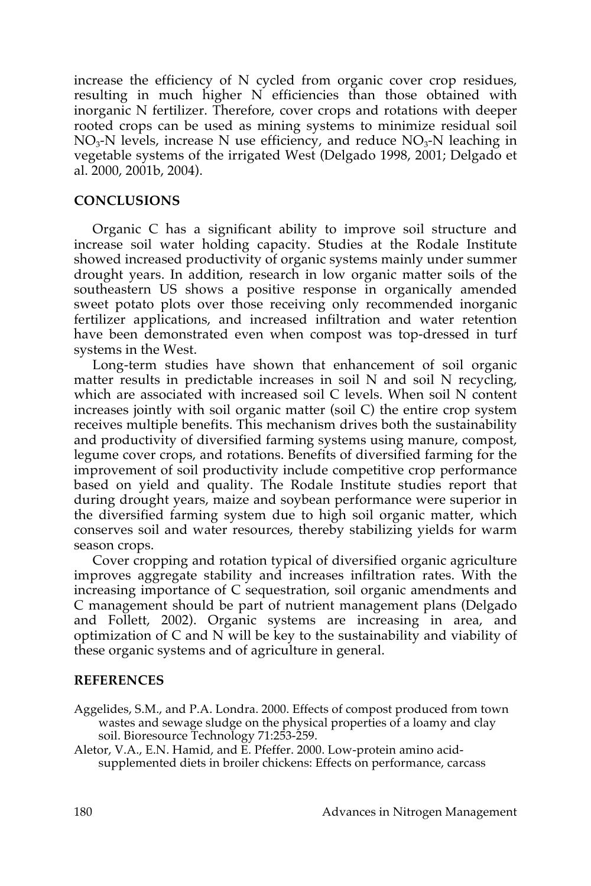increase the efficiency of N cycled from organic cover crop residues, resulting in much higher N efficiencies than those obtained with inorganic N fertilizer. Therefore, cover crops and rotations with deeper rooted crops can be used as mining systems to minimize residual soil $NO_3$-N levels, increase N use efficiency, and reduce $NO_3$-N leaching in vegetable systems of the irrigated West (Delgado 1998, 2001; Delgado et al. 2000, 2001b, 2004).

## CONCLUSIONS

Organic C has a significant ability to improve soil structure and increase soil water holding capacity. Studies at the Rodale Institute showed increased productivity of organic systems mainly under summer drought years. In addition, research in low organic matter soils of the southeastern US shows a positive response in organically amended sweet potato plots over those receiving only recommended inorganic fertilizer applications, and increased infiltration and water retention have been demonstrated even when compost was top-dressed in turf systems in the West.

Long-term studies have shown that enhancement of soil organic matter results in predictable increases in soil N and soil N recycling, which are associated with increased soil C levels. When soil N content increases jointly with soil organic matter (soil C) the entire crop system receives multiple benefits. This mechanism drives both the sustainability and productivity of diversified farming systems using manure, compost, legume cover crops, and rotations. Benefits of diversified farming for the improvement of soil productivity include competitive crop performance based on yield and quality. The Rodale Institute studies report that during drought years, maize and soybean performance were superior in the diversified farming system due to high soil organic matter, which conserves soil and water resources, thereby stabilizing yields for warm season crops.

Cover cropping and rotation typical of diversified organic agriculture improves aggregate stability and increases infiltration rates. With the increasing importance of C sequestration, soil organic amendments and C management should be part of nutrient management plans (Delgado and Follett, 2002). Organic systems are increasing in area, and optimization of C and N will be key to the sustainability and viability of these organic systems and of agriculture in general.

## REFERENCES

Aggelides, S.M., and P.A. Londra. 2000. Effects of compost produced from town wastes and sewage sludge on the physical properties of a loamy and clay soil. Bioresource Technology 71:253-259.

Aletor, V.A., E.N. Hamid, and E. Pfeffer. 2000. Low-protein amino acid-supplemented diets in broiler chickens: Effects on performance, carcass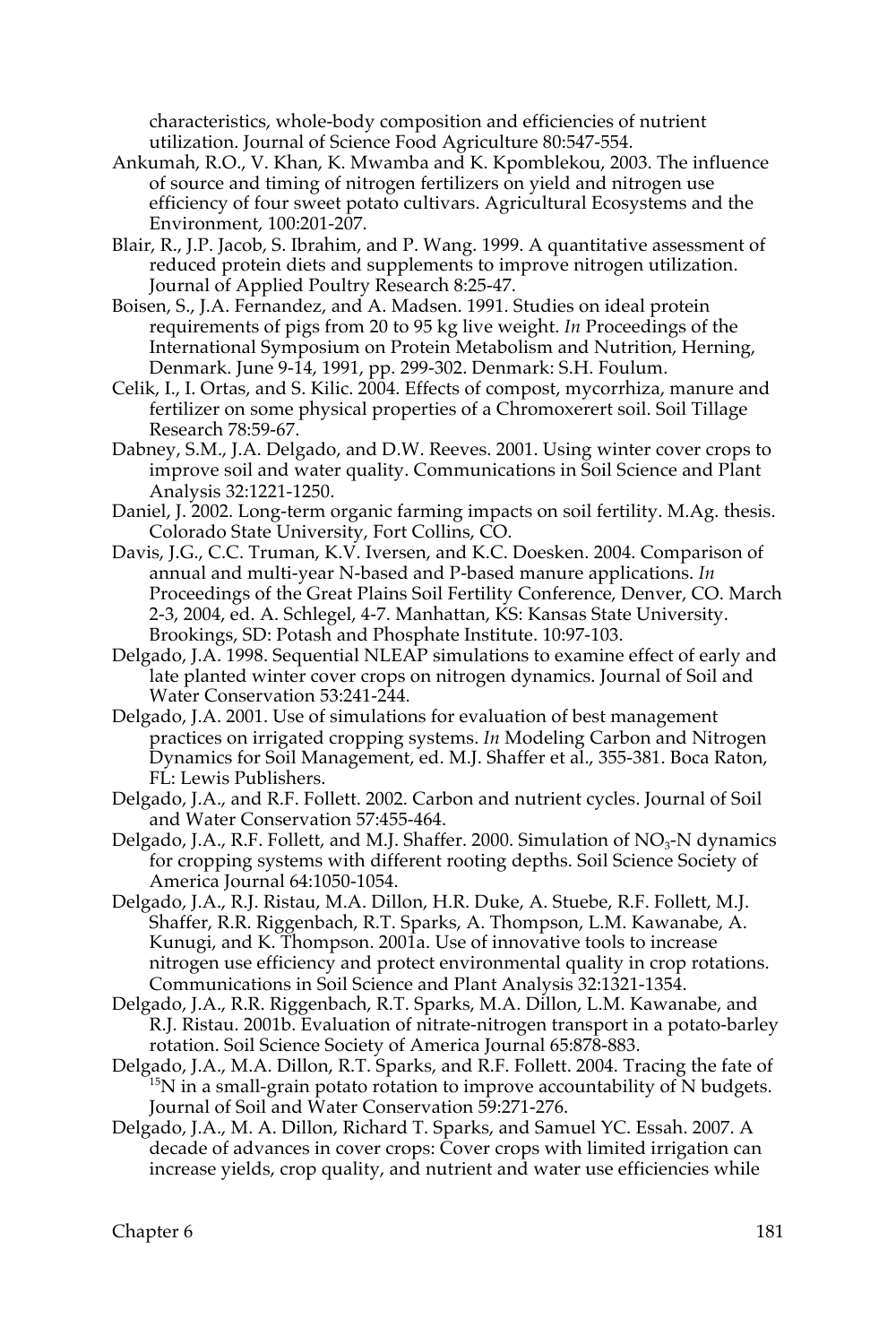characteristics, whole-body composition and efficiencies of nutrient utilization. Journal of Science Food Agriculture 80:547-554.

Ankumah, R.O., V. Khan, K. Mwamba and K. Kpomblekou, 2003. The influence of source and timing of nitrogen fertilizers on yield and nitrogen use efficiency of four sweet potato cultivars. Agricultural Ecosystems and the Environment, 100:201-207.

Blair, R., J.P. Jacob, S. Ibrahim, and P. Wang. 1999. A quantitative assessment of reduced protein diets and supplements to improve nitrogen utilization. Journal of Applied Poultry Research 8:25-47.

Boisen, S., J.A. Fernandez, and A. Madsen. 1991. Studies on ideal protein requirements of pigs from 20 to 95 kg live weight. *In* Proceedings of the International Symposium on Protein Metabolism and Nutrition, Herning, Denmark. June 9-14, 1991, pp. 299-302. Denmark: S.H. Foulum.

Celik, I., I. Ortas, and S. Kilic. 2004. Effects of compost, mycorrhiza, manure and fertilizer on some physical properties of a Chromoxerert soil. Soil Tillage Research 78:59-67.

Dabney, S.M., J.A. Delgado, and D.W. Reeves. 2001. Using winter cover crops to improve soil and water quality. Communications in Soil Science and Plant Analysis 32:1221-1250.

Daniel, J. 2002. Long-term organic farming impacts on soil fertility. M.Ag. thesis. Colorado State University, Fort Collins, CO.

Davis, J.G., C.C. Truman, K.V. Iversen, and K.C. Doesken. 2004. Comparison of annual and multi-year N-based and P-based manure applications. *In* Proceedings of the Great Plains Soil Fertility Conference, Denver, CO. March 2-3, 2004, ed. A. Schlegel, 4-7. Manhattan, KS: Kansas State University. Brookings, SD: Potash and Phosphate Institute. 10:97-103.

Delgado, J.A. 1998. Sequential NLEAP simulations to examine effect of early and late planted winter cover crops on nitrogen dynamics. Journal of Soil and Water Conservation 53:241-244.

Delgado, J.A. 2001. Use of simulations for evaluation of best management practices on irrigated cropping systems. *In* Modeling Carbon and Nitrogen Dynamics for Soil Management, ed. M.J. Shaffer et al., 355-381. Boca Raton, FL: Lewis Publishers.

Delgado, J.A., and R.F. Follett. 2002. Carbon and nutrient cycles. Journal of Soil and Water Conservation 57:455-464.

Delgado, J.A., R.F. Follett, and M.J. Shaffer. 2000. Simulation of $NO_3$-N dynamics for cropping systems with different rooting depths. Soil Science Society of America Journal 64:1050-1054.

Delgado, J.A., R.J. Ristau, M.A. Dillon, H.R. Duke, A. Stuebe, R.F. Follett, M.J. Shaffer, R.R. Riggenbach, R.T. Sparks, A. Thompson, L.M. Kawanabe, A. Kunugi, and K. Thompson. 2001a. Use of innovative tools to increase nitrogen use efficiency and protect environmental quality in crop rotations. Communications in Soil Science and Plant Analysis 32:1321-1354.

Delgado, J.A., R.R. Riggenbach, R.T. Sparks, M.A. Dillon, L.M. Kawanabe, and R.J. Ristau. 2001b. Evaluation of nitrate-nitrogen transport in a potato-barley rotation. Soil Science Society of America Journal 65:878-883.

Delgado, J.A., M.A. Dillon, R.T. Sparks, and R.F. Follett. 2004. Tracing the fate of $^{15}N$ in a small-grain potato rotation to improve accountability of N budgets. Journal of Soil and Water Conservation 59:271-276.

Delgado, J.A., M. A. Dillon, Richard T. Sparks, and Samuel YC. Essah. 2007. A decade of advances in cover crops: Cover crops with limited irrigation can increase yields, crop quality, and nutrient and water use efficiencies while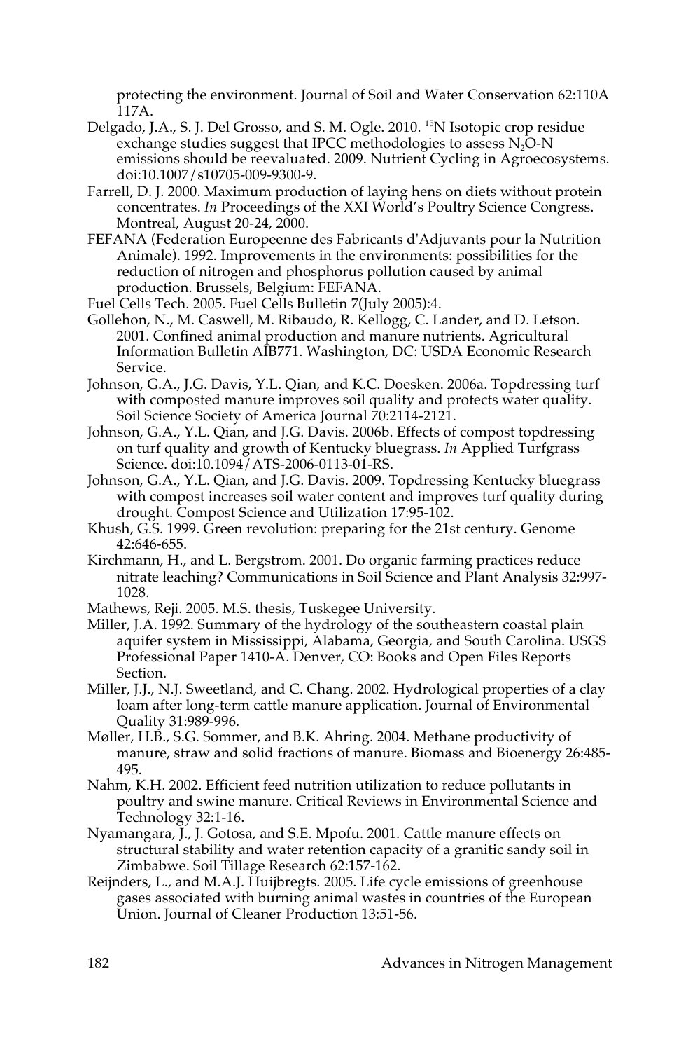protecting the environment. Journal of Soil and Water Conservation 62:110A 117A.

Delgado, J.A., S. J. Del Grosso, and S. M. Ogle. 2010. $^{15}$N Isotopic crop residue exchange studies suggest that IPCC methodologies to assess $N_2O$-N emissions should be reevaluated. 2009. Nutrient Cycling in Agroecosystems. doi:10.1007/s10705-009-9300-9.

Farrell, D. J. 2000. Maximum production of laying hens on diets without protein concentrates. *In* Proceedings of the XXI World's Poultry Science Congress. Montreal, August 20-24, 2000.

FEFANA (Federation Europeenne des Fabricants d'Adjuvants pour la Nutrition Animale). 1992. Improvements in the environments: possibilities for the reduction of nitrogen and phosphorus pollution caused by animal production. Brussels, Belgium: FEFANA.

Fuel Cells Tech. 2005. Fuel Cells Bulletin 7(July 2005):4.

Gollehon, N., M. Caswell, M. Ribaudo, R. Kellogg, C. Lander, and D. Letson. 2001. Confined animal production and manure nutrients. Agricultural Information Bulletin AIB771. Washington, DC: USDA Economic Research Service.

Johnson, G.A., J.G. Davis, Y.L. Qian, and K.C. Doesken. 2006a. Topdressing turf with composted manure improves soil quality and protects water quality. Soil Science Society of America Journal 70:2114-2121.

Johnson, G.A., Y.L. Qian, and J.G. Davis. 2006b. Effects of compost topdressing on turf quality and growth of Kentucky bluegrass. *In* Applied Turfgrass Science. doi:10.1094/ATS-2006-0113-01-RS.

Johnson, G.A., Y.L. Qian, and J.G. Davis. 2009. Topdressing Kentucky bluegrass with compost increases soil water content and improves turf quality during drought. Compost Science and Utilization 17:95-102.

Khush, G.S. 1999. Green revolution: preparing for the 21st century. Genome 42:646-655.

Kirchmann, H., and L. Bergstrom. 2001. Do organic farming practices reduce nitrate leaching? Communications in Soil Science and Plant Analysis 32:997-1028.

Mathews, Reji. 2005. M.S. thesis, Tuskegee University.

Miller, J.A. 1992. Summary of the hydrology of the southeastern coastal plain aquifer system in Mississippi, Alabama, Georgia, and South Carolina. USGS Professional Paper 1410-A. Denver, CO: Books and Open Files Reports Section.

Miller, J.J., N.J. Sweetland, and C. Chang. 2002. Hydrological properties of a clay loam after long-term cattle manure application. Journal of Environmental Quality 31:989-996.

Møller, H.B., S.G. Sommer, and B.K. Ahring. 2004. Methane productivity of manure, straw and solid fractions of manure. Biomass and Bioenergy 26:485-495.

Nahm, K.H. 2002. Efficient feed nutrition utilization to reduce pollutants in poultry and swine manure. Critical Reviews in Environmental Science and Technology 32:1-16.

Nyamangara, J., J. Gotosa, and S.E. Mpofu. 2001. Cattle manure effects on structural stability and water retention capacity of a granitic sandy soil in Zimbabwe. Soil Tillage Research 62:157-162.

Reijnders, L., and M.A.J. Huijbregts. 2005. Life cycle emissions of greenhouse gases associated with burning animal wastes in countries of the European Union. Journal of Cleaner Production 13:51-56.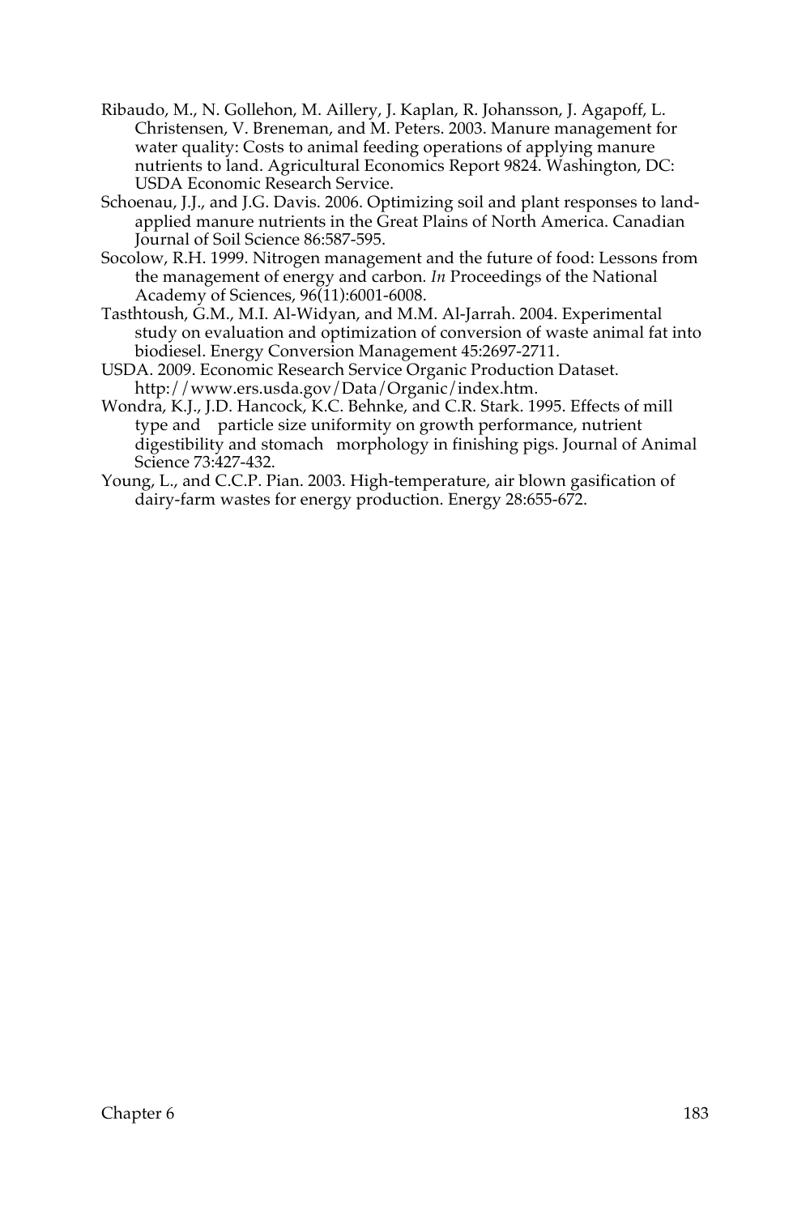Ribaudo, M., N. Gollehon, M. Aillery, J. Kaplan, R. Johansson, J. Agapoff, L. Christensen, V. Breneman, and M. Peters. 2003. Manure management for water quality: Costs to animal feeding operations of applying manure nutrients to land. Agricultural Economics Report 9824. Washington, DC: USDA Economic Research Service.

Schoenau, J.J., and J.G. Davis. 2006. Optimizing soil and plant responses to land-applied manure nutrients in the Great Plains of North America. Canadian Journal of Soil Science 86:587-595.

Socolow, R.H. 1999. Nitrogen management and the future of food: Lessons from the management of energy and carbon. *In* Proceedings of the National Academy of Sciences, 96(11):6001-6008.

Tasthtoush, G.M., M.I. Al-Widyan, and M.M. Al-Jarrah. 2004. Experimental study on evaluation and optimization of conversion of waste animal fat into biodiesel. Energy Conversion Management 45:2697-2711.

USDA. 2009. Economic Research Service Organic Production Dataset. http://www.ers.usda.gov/Data/Organic/index.htm.

Wondra, K.J., J.D. Hancock, K.C. Behnke, and C.R. Stark. 1995. Effects of mill type and particle size uniformity on growth performance, nutrient digestibility and stomach morphology in finishing pigs. Journal of Animal Science 73:427-432.

Young, L., and C.C.P. Pian. 2003. High-temperature, air blown gasification of dairy-farm wastes for energy production. Energy 28:655-672.